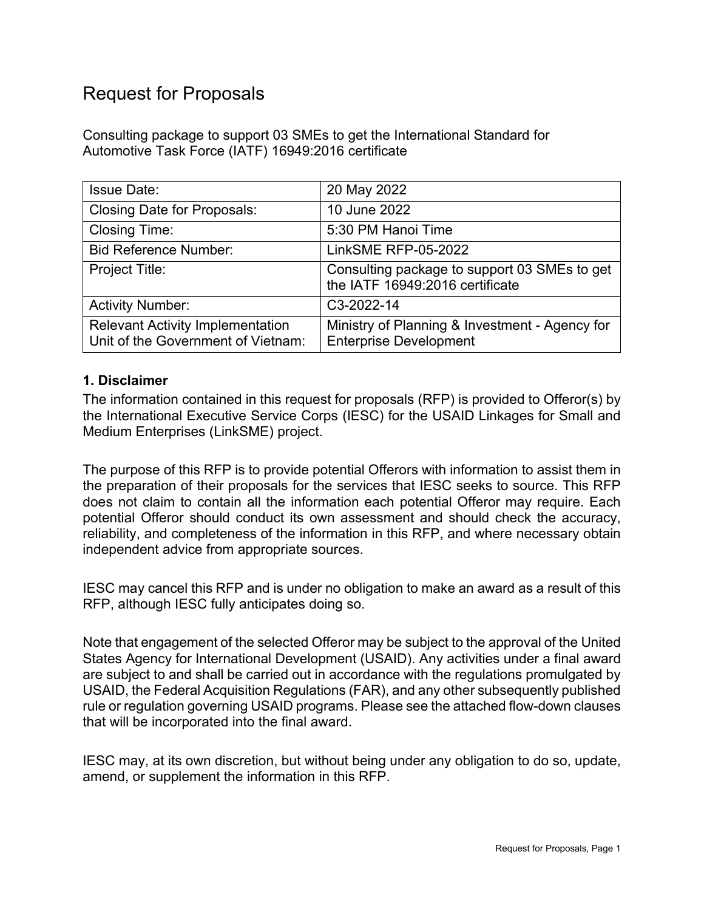# Request for Proposals

Consulting package to support 03 SMEs to get the International Standard for Automotive Task Force (IATF) 16949:2016 certificate

| Issue Date: | 20 May 2022 |
| --- | --- |
| Closing Date for Proposals: | 10 June 2022 |
| Closing Time: | 5:30 PM Hanoi Time |
| Bid Reference Number: | LinkSME RFP-05-2022 |
| Project Title: | Consulting package to support 03 SMEs to get the IATF 16949:2016 certificate |
| Activity Number: | C3-2022-14 |
| Relevant Activity Implementation Unit of the Government of Vietnam: | Ministry of Planning & Investment - Agency for Enterprise Development |

### 1. Disclaimer

The information contained in this request for proposals (RFP) is provided to Offeror(s) by the International Executive Service Corps (IESC) for the USAID Linkages for Small and Medium Enterprises (LinkSME) project.

The purpose of this RFP is to provide potential Offerors with information to assist them in the preparation of their proposals for the services that IESC seeks to source. This RFP does not claim to contain all the information each potential Offeror may require. Each potential Offeror should conduct its own assessment and should check the accuracy, reliability, and completeness of the information in this RFP, and where necessary obtain independent advice from appropriate sources.

IESC may cancel this RFP and is under no obligation to make an award as a result of this RFP, although IESC fully anticipates doing so.

Note that engagement of the selected Offeror may be subject to the approval of the United States Agency for International Development (USAID). Any activities under a final award are subject to and shall be carried out in accordance with the regulations promulgated by USAID, the Federal Acquisition Regulations (FAR), and any other subsequently published rule or regulation governing USAID programs. Please see the attached flow-down clauses that will be incorporated into the final award.

IESC may, at its own discretion, but without being under any obligation to do so, update, amend, or supplement the information in this RFP.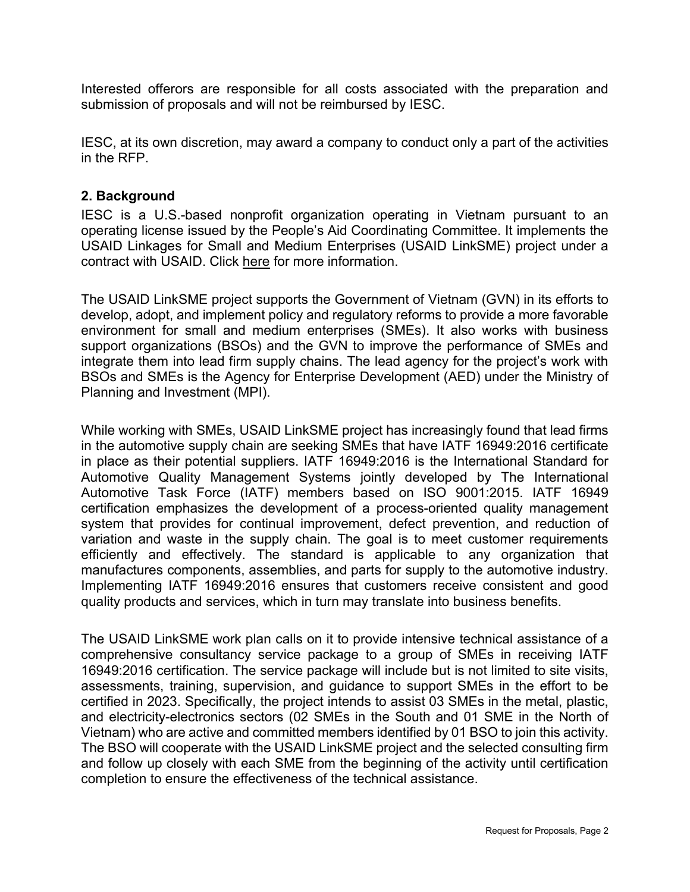Interested offerors are responsible for all costs associated with the preparation and submission of proposals and will not be reimbursed by IESC.

IESC, at its own discretion, may award a company to conduct only a part of the activities in the RFP.

## 2. Background

IESC is a U.S.-based nonprofit organization operating in Vietnam pursuant to an operating license issued by the People's Aid Coordinating Committee. It implements the USAID Linkages for Small and Medium Enterprises (USAID LinkSME) project under a contract with USAID. Click here for more information.

The USAID LinkSME project supports the Government of Vietnam (GVN) in its efforts to develop, adopt, and implement policy and regulatory reforms to provide a more favorable environment for small and medium enterprises (SMEs). It also works with business support organizations (BSOs) and the GVN to improve the performance of SMEs and integrate them into lead firm supply chains. The lead agency for the project's work with BSOs and SMEs is the Agency for Enterprise Development (AED) under the Ministry of Planning and Investment (MPI).

While working with SMEs, USAID LinkSME project has increasingly found that lead firms in the automotive supply chain are seeking SMEs that have IATF 16949:2016 certificate in place as their potential suppliers. IATF 16949:2016 is the International Standard for Automotive Quality Management Systems jointly developed by The International Automotive Task Force (IATF) members based on ISO 9001:2015. IATF 16949 certification emphasizes the development of a process-oriented quality management system that provides for continual improvement, defect prevention, and reduction of variation and waste in the supply chain. The goal is to meet customer requirements efficiently and effectively. The standard is applicable to any organization that manufactures components, assemblies, and parts for supply to the automotive industry. Implementing IATF 16949:2016 ensures that customers receive consistent and good quality products and services, which in turn may translate into business benefits.

The USAID LinkSME work plan calls on it to provide intensive technical assistance of a comprehensive consultancy service package to a group of SMEs in receiving IATF 16949:2016 certification. The service package will include but is not limited to site visits, assessments, training, supervision, and guidance to support SMEs in the effort to be certified in 2023. Specifically, the project intends to assist 03 SMEs in the metal, plastic, and electricity-electronics sectors (02 SMEs in the South and 01 SME in the North of Vietnam) who are active and committed members identified by 01 BSO to join this activity. The BSO will cooperate with the USAID LinkSME project and the selected consulting firm and follow up closely with each SME from the beginning of the activity until certification completion to ensure the effectiveness of the technical assistance.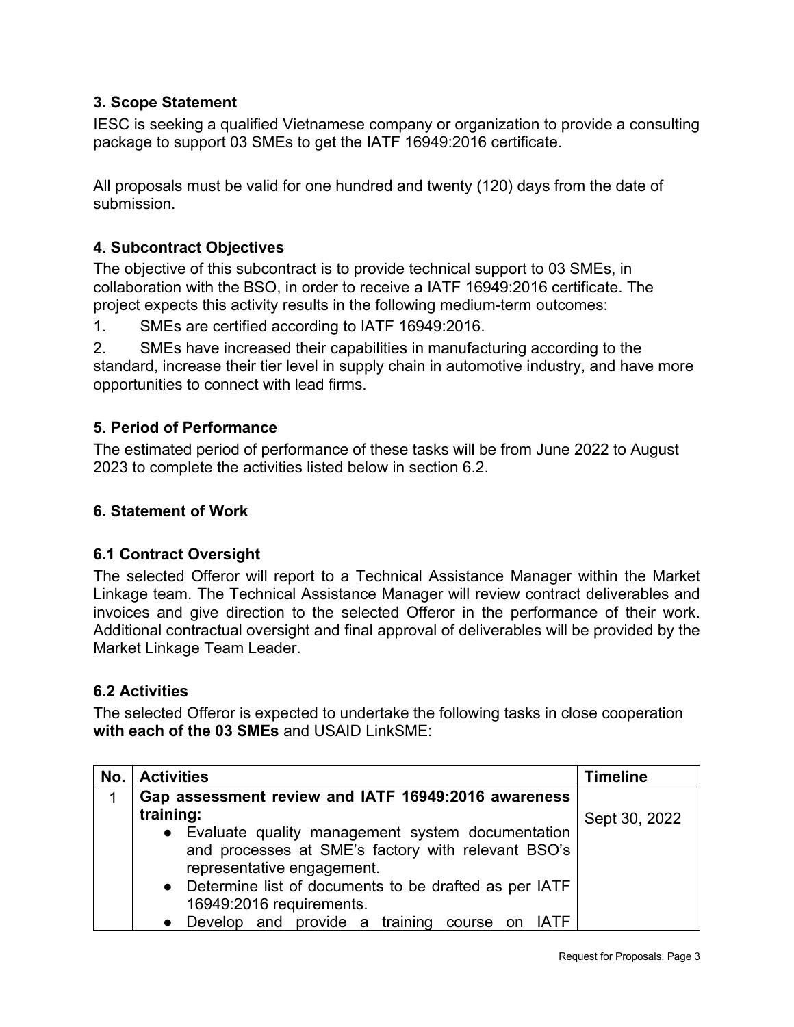### 3. Scope Statement

IESC is seeking a qualified Vietnamese company or organization to provide a consulting package to support 03 SMEs to get the IATF 16949:2016 certificate.

All proposals must be valid for one hundred and twenty (120) days from the date of submission.

### 4. Subcontract Objectives

The objective of this subcontract is to provide technical support to 03 SMEs, in collaboration with the BSO, in order to receive a IATF 16949:2016 certificate. The project expects this activity results in the following medium-term outcomes:

1. SMEs are certified according to IATF 16949:2016.
2. SMEs have increased their capabilities in manufacturing according to the standard, increase their tier level in supply chain in automotive industry, and have more opportunities to connect with lead firms.

### 5. Period of Performance

The estimated period of performance of these tasks will be from June 2022 to August 2023 to complete the activities listed below in section 6.2.

### 6. Statement of Work

#### 6.1 Contract Oversight

The selected Offeror will report to a Technical Assistance Manager within the Market Linkage team. The Technical Assistance Manager will review contract deliverables and invoices and give direction to the selected Offeror in the performance of their work. Additional contractual oversight and final approval of deliverables will be provided by the Market Linkage Team Leader.

#### 6.2 Activities

The selected Offeror is expected to undertake the following tasks in close cooperation **with each of the 03 SMEs** and USAID LinkSME:

| No. | Activities | Timeline |
|---|---|---|
| 1 | **Gap assessment review and IATF 16949:2016 awareness training:**<br>• Evaluate quality management system documentation and processes at SME's factory with relevant BSO's representative engagement.<br>• Determine list of documents to be drafted as per IATF 16949:2016 requirements.<br>• Develop and provide a training course on IATF | Sept 30, 2022 |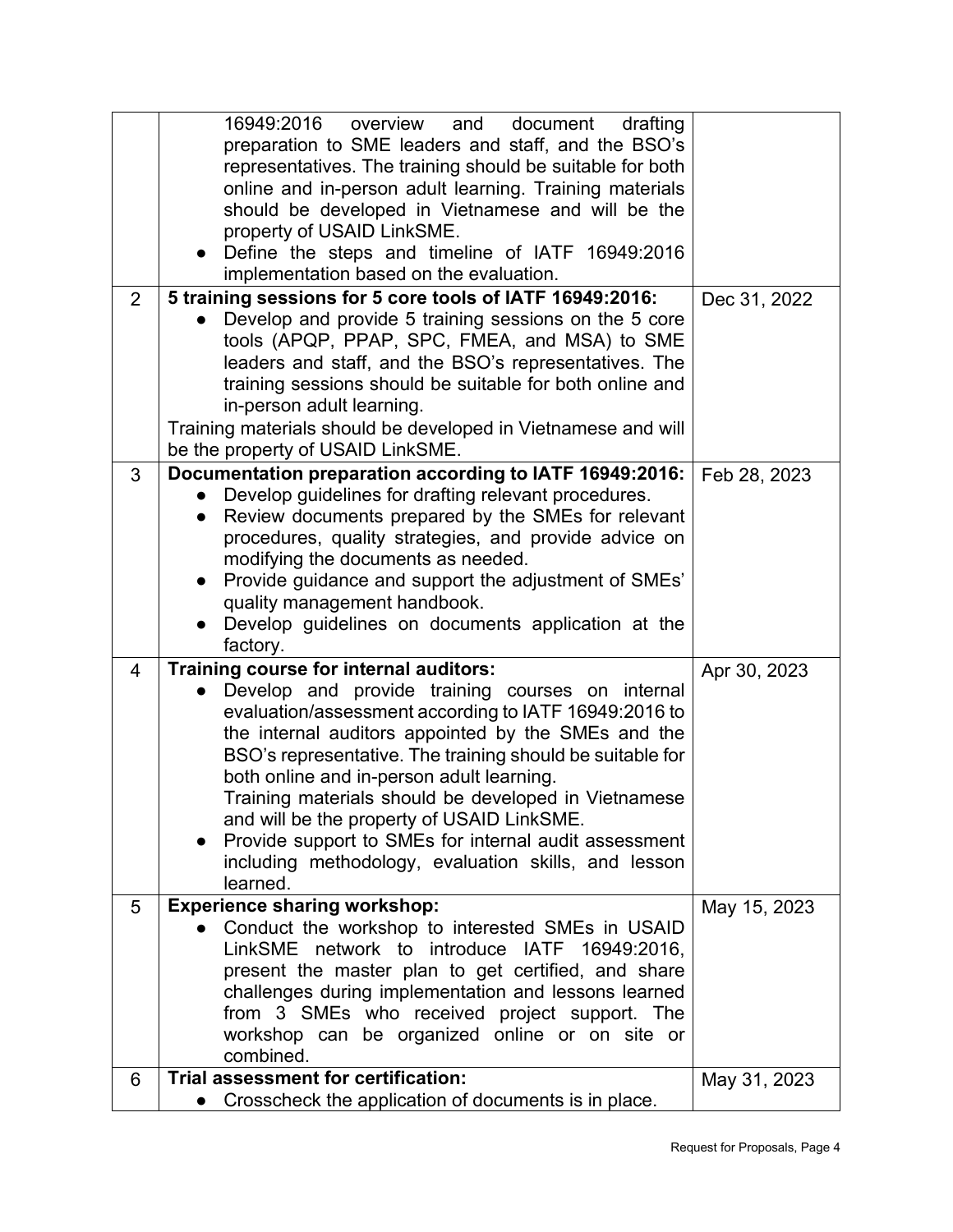| | | |
|---|---|---|
| | 16949:2016 overview and document drafting preparation to SME leaders and staff, and the BSO's representatives. The training should be suitable for both online and in-person adult learning. Training materials should be developed in Vietnamese and will be the property of USAID LinkSME.<br>● Define the steps and timeline of IATF 16949:2016 implementation based on the evaluation. | |
| 2 | **5 training sessions for 5 core tools of IATF 16949:2016:**<br>● Develop and provide 5 training sessions on the 5 core tools (APQP, PPAP, SPC, FMEA, and MSA) to SME leaders and staff, and the BSO's representatives. The training sessions should be suitable for both online and in-person adult learning.<br>Training materials should be developed in Vietnamese and will be the property of USAID LinkSME. | Dec 31, 2022 |
| 3 | **Documentation preparation according to IATF 16949:2016:**<br>● Develop guidelines for drafting relevant procedures.<br>● Review documents prepared by the SMEs for relevant procedures, quality strategies, and provide advice on modifying the documents as needed.<br>● Provide guidance and support the adjustment of SMEs' quality management handbook.<br>● Develop guidelines on documents application at the factory. | Feb 28, 2023 |
| 4 | **Training course for internal auditors:**<br>● Develop and provide training courses on internal evaluation/assessment according to IATF 16949:2016 to the internal auditors appointed by the SMEs and the BSO's representative. The training should be suitable for both online and in-person adult learning.<br>Training materials should be developed in Vietnamese and will be the property of USAID LinkSME.<br>● Provide support to SMEs for internal audit assessment including methodology, evaluation skills, and lesson learned. | Apr 30, 2023 |
| 5 | **Experience sharing workshop:**<br>● Conduct the workshop to interested SMEs in USAID LinkSME network to introduce IATF 16949:2016, present the master plan to get certified, and share challenges during implementation and lessons learned from 3 SMEs who received project support. The workshop can be organized online or on site or combined. | May 15, 2023 |
| 6 | **Trial assessment for certification:**<br>● Crosscheck the application of documents is in place. | May 31, 2023 |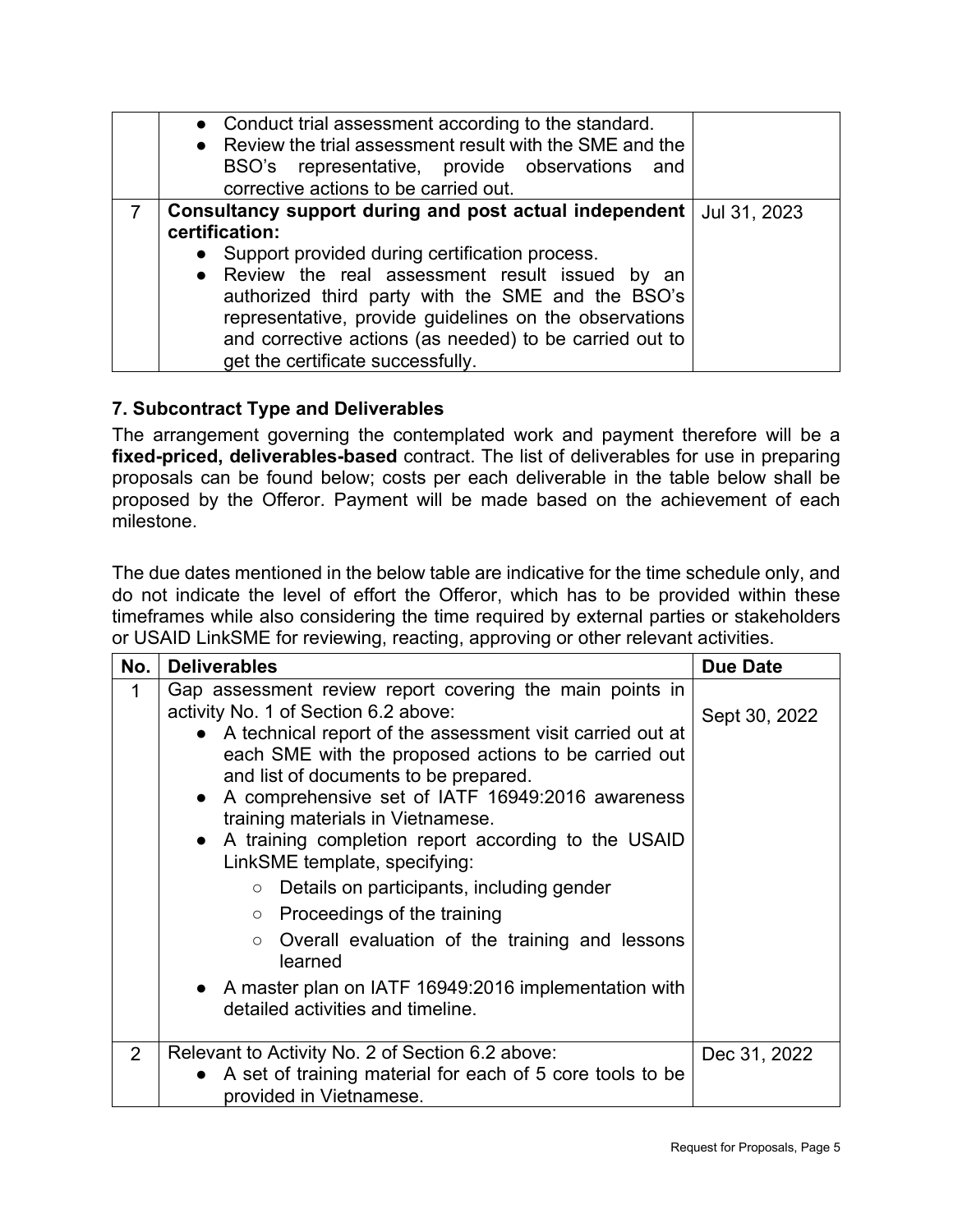|   |   |   |
|---|---|---|
| | • Conduct trial assessment according to the standard.<br>• Review the trial assessment result with the SME and the BSO's representative, provide observations and corrective actions to be carried out. | |
| 7 | **Consultancy support during and post actual independent certification:**<br>• Support provided during certification process.<br>• Review the real assessment result issued by an authorized third party with the SME and the BSO's representative, provide guidelines on the observations and corrective actions (as needed) to be carried out to get the certificate successfully. | Jul 31, 2023 |

### 7. Subcontract Type and Deliverables

The arrangement governing the contemplated work and payment therefore will be a **fixed-priced, deliverables-based** contract. The list of deliverables for use in preparing proposals can be found below; costs per each deliverable in the table below shall be proposed by the Offeror. Payment will be made based on the achievement of each milestone.

The due dates mentioned in the below table are indicative for the time schedule only, and do not indicate the level of effort the Offeror, which has to be provided within these timeframes while also considering the time required by external parties or stakeholders or USAID LinkSME for reviewing, reacting, approving or other relevant activities.

| No. | Deliverables | Due Date |
|---|---|---|
| 1 | Gap assessment review report covering the main points in activity No. 1 of Section 6.2 above:<br>• A technical report of the assessment visit carried out at each SME with the proposed actions to be carried out and list of documents to be prepared.<br>• A comprehensive set of IATF 16949:2016 awareness training materials in Vietnamese.<br>• A training completion report according to the USAID LinkSME template, specifying:<br>&nbsp;&nbsp;○ Details on participants, including gender<br>&nbsp;&nbsp;○ Proceedings of the training<br>&nbsp;&nbsp;○ Overall evaluation of the training and lessons learned<br>• A master plan on IATF 16949:2016 implementation with detailed activities and timeline. | Sept 30, 2022 |
| 2 | Relevant to Activity No. 2 of Section 6.2 above:<br>• A set of training material for each of 5 core tools to be provided in Vietnamese. | Dec 31, 2022 |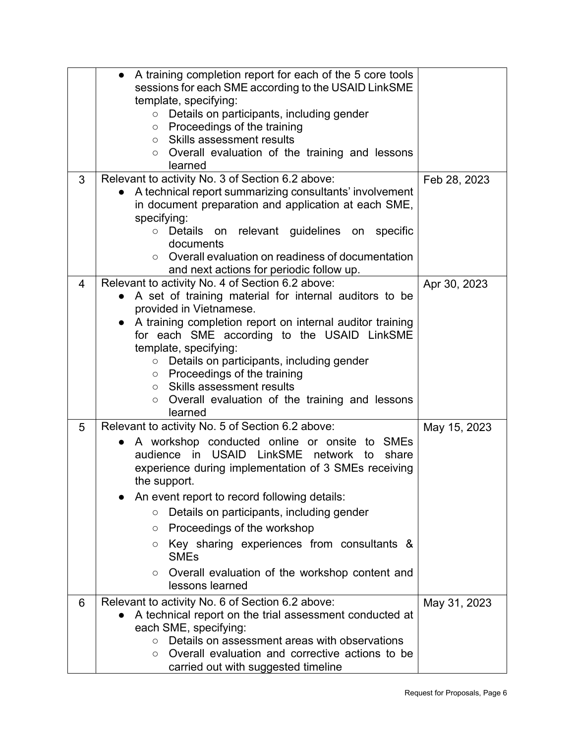| | | |
|---|---|---|
| | ● A training completion report for each of the 5 core tools sessions for each SME according to the USAID LinkSME template, specifying:<br>○ Details on participants, including gender<br>○ Proceedings of the training<br>○ Skills assessment results<br>○ Overall evaluation of the training and lessons learned | |
| 3 | Relevant to activity No. 3 of Section 6.2 above:<br>● A technical report summarizing consultants' involvement in document preparation and application at each SME, specifying:<br>○ Details on relevant guidelines on specific documents<br>○ Overall evaluation on readiness of documentation and next actions for periodic follow up. | Feb 28, 2023 |
| 4 | Relevant to activity No. 4 of Section 6.2 above:<br>● A set of training material for internal auditors to be provided in Vietnamese.<br>● A training completion report on internal auditor training for each SME according to the USAID LinkSME template, specifying:<br>○ Details on participants, including gender<br>○ Proceedings of the training<br>○ Skills assessment results<br>○ Overall evaluation of the training and lessons learned | Apr 30, 2023 |
| 5 | Relevant to activity No. 5 of Section 6.2 above:<br>● A workshop conducted online or onsite to SMEs audience in USAID LinkSME network to share experience during implementation of 3 SMEs receiving the support.<br>● An event report to record following details:<br>○ Details on participants, including gender<br>○ Proceedings of the workshop<br>○ Key sharing experiences from consultants & SMEs<br>○ Overall evaluation of the workshop content and lessons learned | May 15, 2023 |
| 6 | Relevant to activity No. 6 of Section 6.2 above:<br>● A technical report on the trial assessment conducted at each SME, specifying:<br>○ Details on assessment areas with observations<br>○ Overall evaluation and corrective actions to be carried out with suggested timeline | May 31, 2023 |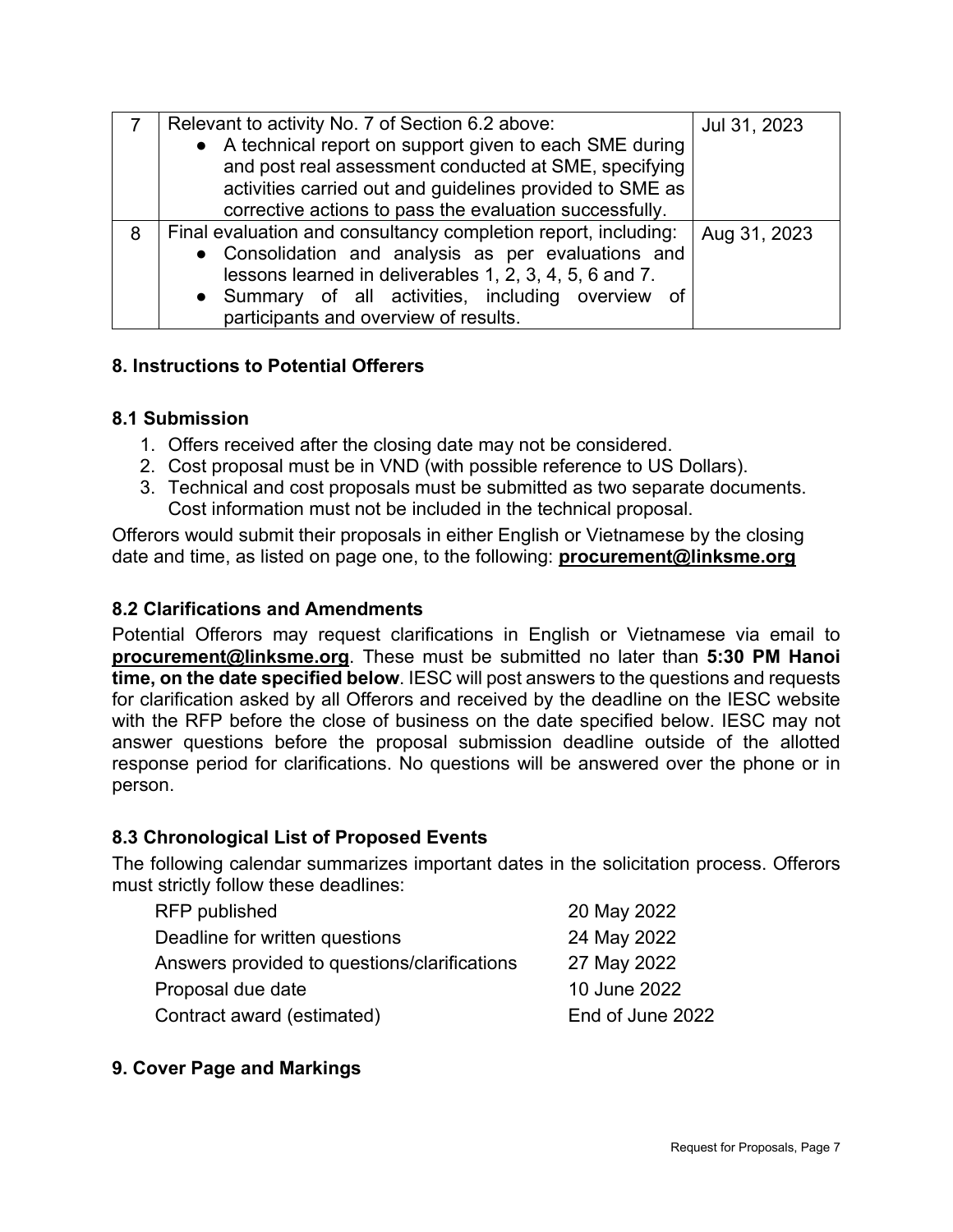| 7 | Relevant to activity No. 7 of Section 6.2 above:<br>● A technical report on support given to each SME during and post real assessment conducted at SME, specifying activities carried out and guidelines provided to SME as corrective actions to pass the evaluation successfully. | Jul 31, 2023 |
|---|---|---|
| 8 | Final evaluation and consultancy completion report, including:<br>● Consolidation and analysis as per evaluations and lessons learned in deliverables 1, 2, 3, 4, 5, 6 and 7.<br>● Summary of all activities, including overview of participants and overview of results. | Aug 31, 2023 |

## 8. Instructions to Potential Offerers

### 8.1 Submission

1. Offers received after the closing date may not be considered.
2. Cost proposal must be in VND (with possible reference to US Dollars).
3. Technical and cost proposals must be submitted as two separate documents. Cost information must not be included in the technical proposal.

Offerors would submit their proposals in either English or Vietnamese by the closing date and time, as listed on page one, to the following: **procurement@linksme.org**

### 8.2 Clarifications and Amendments

Potential Offerors may request clarifications in English or Vietnamese via email to **procurement@linksme.org**. These must be submitted no later than **5:30 PM Hanoi time, on the date specified below**. IESC will post answers to the questions and requests for clarification asked by all Offerors and received by the deadline on the IESC website with the RFP before the close of business on the date specified below. IESC may not answer questions before the proposal submission deadline outside of the allotted response period for clarifications. No questions will be answered over the phone or in person.

### 8.3 Chronological List of Proposed Events

The following calendar summarizes important dates in the solicitation process. Offerors must strictly follow these deadlines:

| | |
|---|---|
| RFP published | 20 May 2022 |
| Deadline for written questions | 24 May 2022 |
| Answers provided to questions/clarifications | 27 May 2022 |
| Proposal due date | 10 June 2022 |
| Contract award (estimated) | End of June 2022 |

## 9. Cover Page and Markings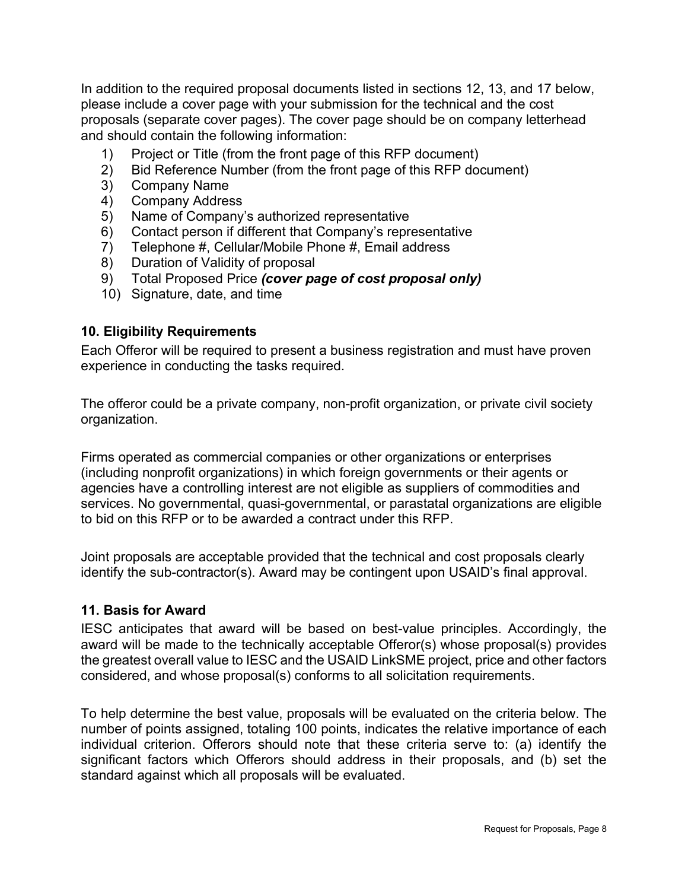In addition to the required proposal documents listed in sections 12, 13, and 17 below, please include a cover page with your submission for the technical and the cost proposals (separate cover pages). The cover page should be on company letterhead and should contain the following information:

1) Project or Title (from the front page of this RFP document)
2) Bid Reference Number (from the front page of this RFP document)
3) Company Name
4) Company Address
5) Name of Company's authorized representative
6) Contact person if different that Company's representative
7) Telephone #, Cellular/Mobile Phone #, Email address
8) Duration of Validity of proposal
9) Total Proposed Price ***(cover page of cost proposal only)***
10) Signature, date, and time

### 10. Eligibility Requirements

Each Offeror will be required to present a business registration and must have proven experience in conducting the tasks required.

The offeror could be a private company, non-profit organization, or private civil society organization.

Firms operated as commercial companies or other organizations or enterprises (including nonprofit organizations) in which foreign governments or their agents or agencies have a controlling interest are not eligible as suppliers of commodities and services. No governmental, quasi-governmental, or parastatal organizations are eligible to bid on this RFP or to be awarded a contract under this RFP.

Joint proposals are acceptable provided that the technical and cost proposals clearly identify the sub-contractor(s). Award may be contingent upon USAID's final approval.

### 11. Basis for Award

IESC anticipates that award will be based on best-value principles. Accordingly, the award will be made to the technically acceptable Offeror(s) whose proposal(s) provides the greatest overall value to IESC and the USAID LinkSME project, price and other factors considered, and whose proposal(s) conforms to all solicitation requirements.

To help determine the best value, proposals will be evaluated on the criteria below. The number of points assigned, totaling 100 points, indicates the relative importance of each individual criterion. Offerors should note that these criteria serve to: (a) identify the significant factors which Offerors should address in their proposals, and (b) set the standard against which all proposals will be evaluated.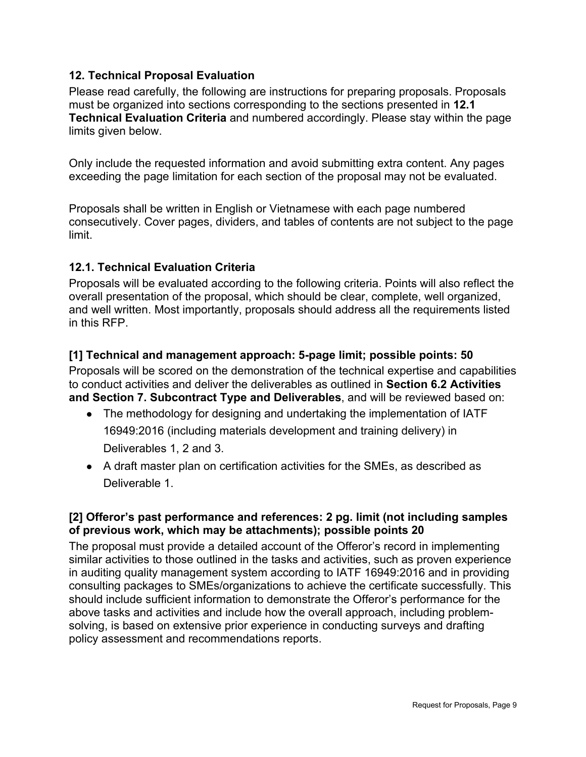### 12. Technical Proposal Evaluation

Please read carefully, the following are instructions for preparing proposals. Proposals must be organized into sections corresponding to the sections presented in **12.1 Technical Evaluation Criteria** and numbered accordingly. Please stay within the page limits given below.

Only include the requested information and avoid submitting extra content. Any pages exceeding the page limitation for each section of the proposal may not be evaluated.

Proposals shall be written in English or Vietnamese with each page numbered consecutively. Cover pages, dividers, and tables of contents are not subject to the page limit.

### 12.1. Technical Evaluation Criteria

Proposals will be evaluated according to the following criteria. Points will also reflect the overall presentation of the proposal, which should be clear, complete, well organized, and well written. Most importantly, proposals should address all the requirements listed in this RFP.

**[1] Technical and management approach: 5-page limit; possible points: 50**

Proposals will be scored on the demonstration of the technical expertise and capabilities to conduct activities and deliver the deliverables as outlined in **Section 6.2 Activities and Section 7. Subcontract Type and Deliverables**, and will be reviewed based on:

- The methodology for designing and undertaking the implementation of IATF 16949:2016 (including materials development and training delivery) in Deliverables 1, 2 and 3.
- A draft master plan on certification activities for the SMEs, as described as Deliverable 1.

**[2] Offeror's past performance and references: 2 pg. limit (not including samples of previous work, which may be attachments); possible points 20**

The proposal must provide a detailed account of the Offeror's record in implementing similar activities to those outlined in the tasks and activities, such as proven experience in auditing quality management system according to IATF 16949:2016 and in providing consulting packages to SMEs/organizations to achieve the certificate successfully. This should include sufficient information to demonstrate the Offeror's performance for the above tasks and activities and include how the overall approach, including problem-solving, is based on extensive prior experience in conducting surveys and drafting policy assessment and recommendations reports.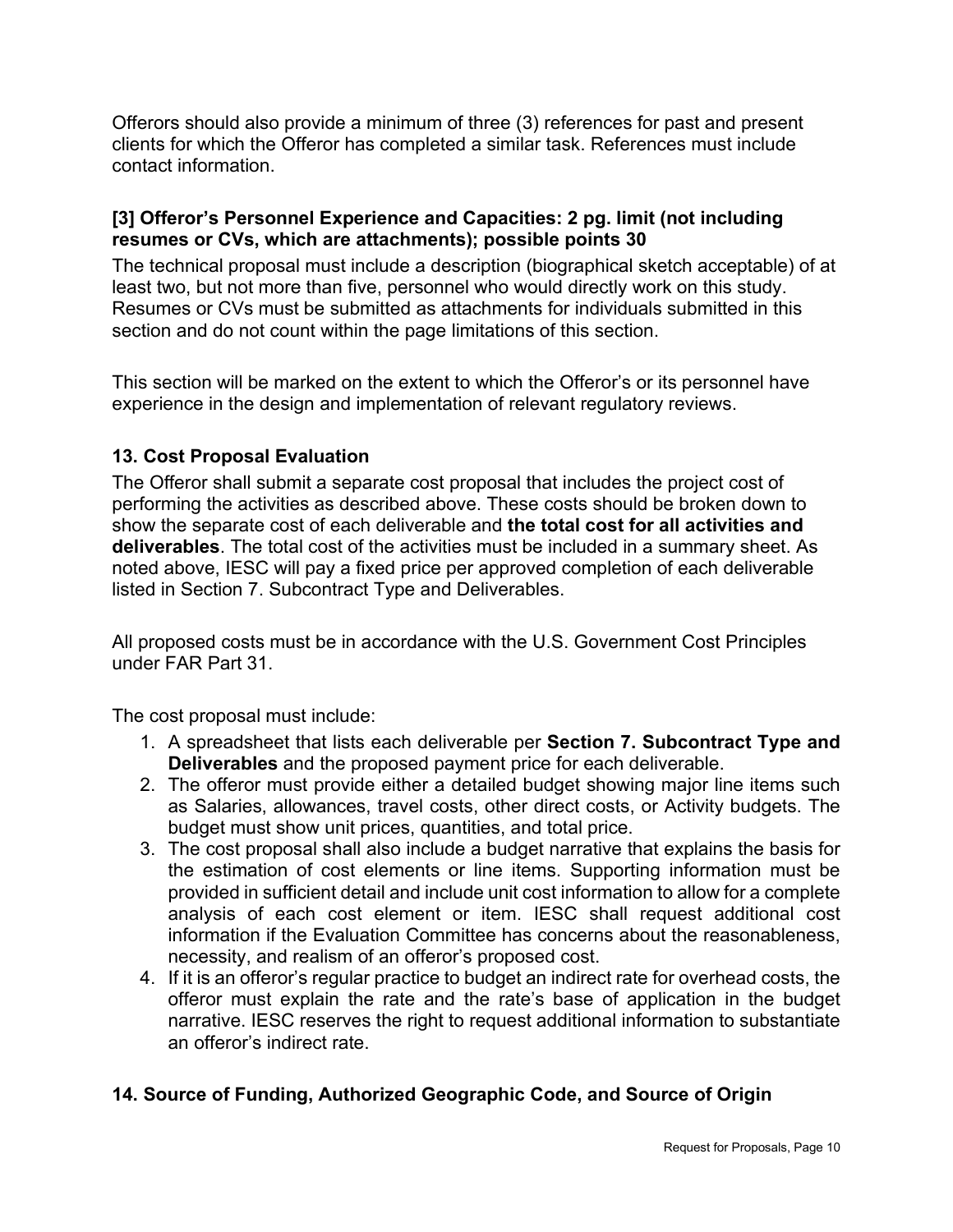Offerors should also provide a minimum of three (3) references for past and present clients for which the Offeror has completed a similar task. References must include contact information.

**[3] Offeror's Personnel Experience and Capacities: 2 pg. limit (not including resumes or CVs, which are attachments); possible points 30**

The technical proposal must include a description (biographical sketch acceptable) of at least two, but not more than five, personnel who would directly work on this study. Resumes or CVs must be submitted as attachments for individuals submitted in this section and do not count within the page limitations of this section.

This section will be marked on the extent to which the Offeror's or its personnel have experience in the design and implementation of relevant regulatory reviews.

### 13. Cost Proposal Evaluation

The Offeror shall submit a separate cost proposal that includes the project cost of performing the activities as described above. These costs should be broken down to show the separate cost of each deliverable and **the total cost for all activities and deliverables**. The total cost of the activities must be included in a summary sheet. As noted above, IESC will pay a fixed price per approved completion of each deliverable listed in Section 7. Subcontract Type and Deliverables.

All proposed costs must be in accordance with the U.S. Government Cost Principles under FAR Part 31.

The cost proposal must include:

1. A spreadsheet that lists each deliverable per **Section 7. Subcontract Type and Deliverables** and the proposed payment price for each deliverable.
2. The offeror must provide either a detailed budget showing major line items such as Salaries, allowances, travel costs, other direct costs, or Activity budgets. The budget must show unit prices, quantities, and total price.
3. The cost proposal shall also include a budget narrative that explains the basis for the estimation of cost elements or line items. Supporting information must be provided in sufficient detail and include unit cost information to allow for a complete analysis of each cost element or item. IESC shall request additional cost information if the Evaluation Committee has concerns about the reasonableness, necessity, and realism of an offeror's proposed cost.
4. If it is an offeror's regular practice to budget an indirect rate for overhead costs, the offeror must explain the rate and the rate's base of application in the budget narrative. IESC reserves the right to request additional information to substantiate an offeror's indirect rate.

### 14. Source of Funding, Authorized Geographic Code, and Source of Origin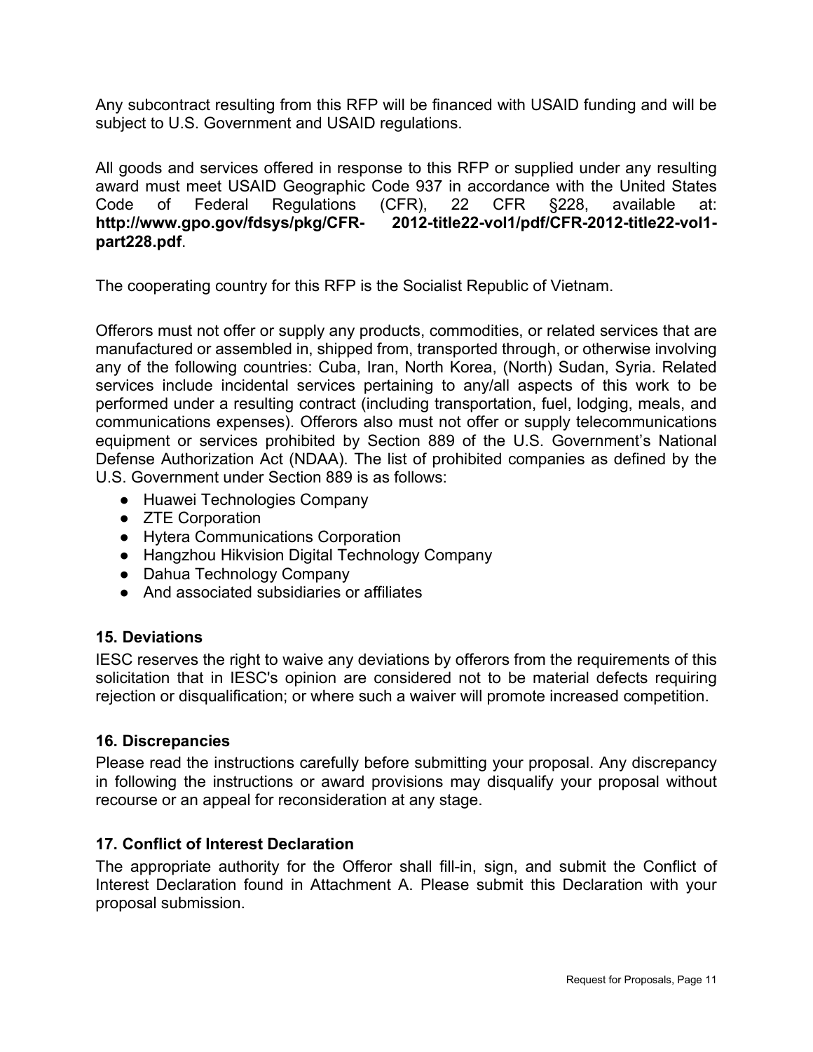Any subcontract resulting from this RFP will be financed with USAID funding and will be subject to U.S. Government and USAID regulations.

All goods and services offered in response to this RFP or supplied under any resulting award must meet USAID Geographic Code 937 in accordance with the United States Code of Federal Regulations (CFR), 22 CFR §228, available at: **http://www.gpo.gov/fdsys/pkg/CFR- 2012-title22-vol1/pdf/CFR-2012-title22-vol1-part228.pdf**.

The cooperating country for this RFP is the Socialist Republic of Vietnam.

Offerors must not offer or supply any products, commodities, or related services that are manufactured or assembled in, shipped from, transported through, or otherwise involving any of the following countries: Cuba, Iran, North Korea, (North) Sudan, Syria. Related services include incidental services pertaining to any/all aspects of this work to be performed under a resulting contract (including transportation, fuel, lodging, meals, and communications expenses). Offerors also must not offer or supply telecommunications equipment or services prohibited by Section 889 of the U.S. Government's National Defense Authorization Act (NDAA). The list of prohibited companies as defined by the U.S. Government under Section 889 is as follows:

- Huawei Technologies Company
- ZTE Corporation
- Hytera Communications Corporation
- Hangzhou Hikvision Digital Technology Company
- Dahua Technology Company
- And associated subsidiaries or affiliates

### 15. Deviations

IESC reserves the right to waive any deviations by offerors from the requirements of this solicitation that in IESC's opinion are considered not to be material defects requiring rejection or disqualification; or where such a waiver will promote increased competition.

### 16. Discrepancies

Please read the instructions carefully before submitting your proposal. Any discrepancy in following the instructions or award provisions may disqualify your proposal without recourse or an appeal for reconsideration at any stage.

### 17. Conflict of Interest Declaration

The appropriate authority for the Offeror shall fill-in, sign, and submit the Conflict of Interest Declaration found in Attachment A. Please submit this Declaration with your proposal submission.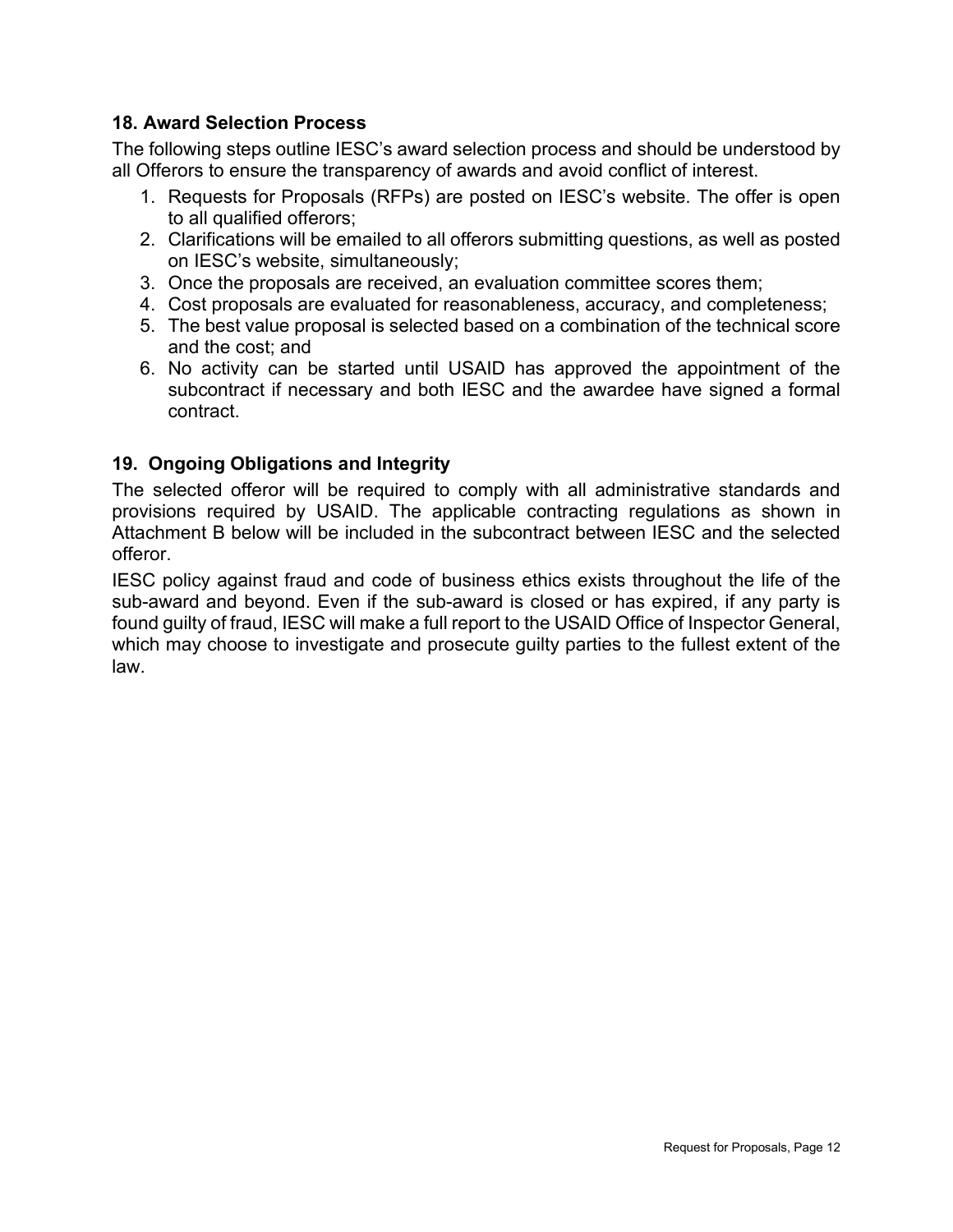### 18. Award Selection Process

The following steps outline IESC's award selection process and should be understood by all Offerors to ensure the transparency of awards and avoid conflict of interest.

1. Requests for Proposals (RFPs) are posted on IESC's website. The offer is open to all qualified offerors;
2. Clarifications will be emailed to all offerors submitting questions, as well as posted on IESC's website, simultaneously;
3. Once the proposals are received, an evaluation committee scores them;
4. Cost proposals are evaluated for reasonableness, accuracy, and completeness;
5. The best value proposal is selected based on a combination of the technical score and the cost; and
6. No activity can be started until USAID has approved the appointment of the subcontract if necessary and both IESC and the awardee have signed a formal contract.

### 19. Ongoing Obligations and Integrity

The selected offeror will be required to comply with all administrative standards and provisions required by USAID. The applicable contracting regulations as shown in Attachment B below will be included in the subcontract between IESC and the selected offeror.

IESC policy against fraud and code of business ethics exists throughout the life of the sub-award and beyond. Even if the sub-award is closed or has expired, if any party is found guilty of fraud, IESC will make a full report to the USAID Office of Inspector General, which may choose to investigate and prosecute guilty parties to the fullest extent of the law.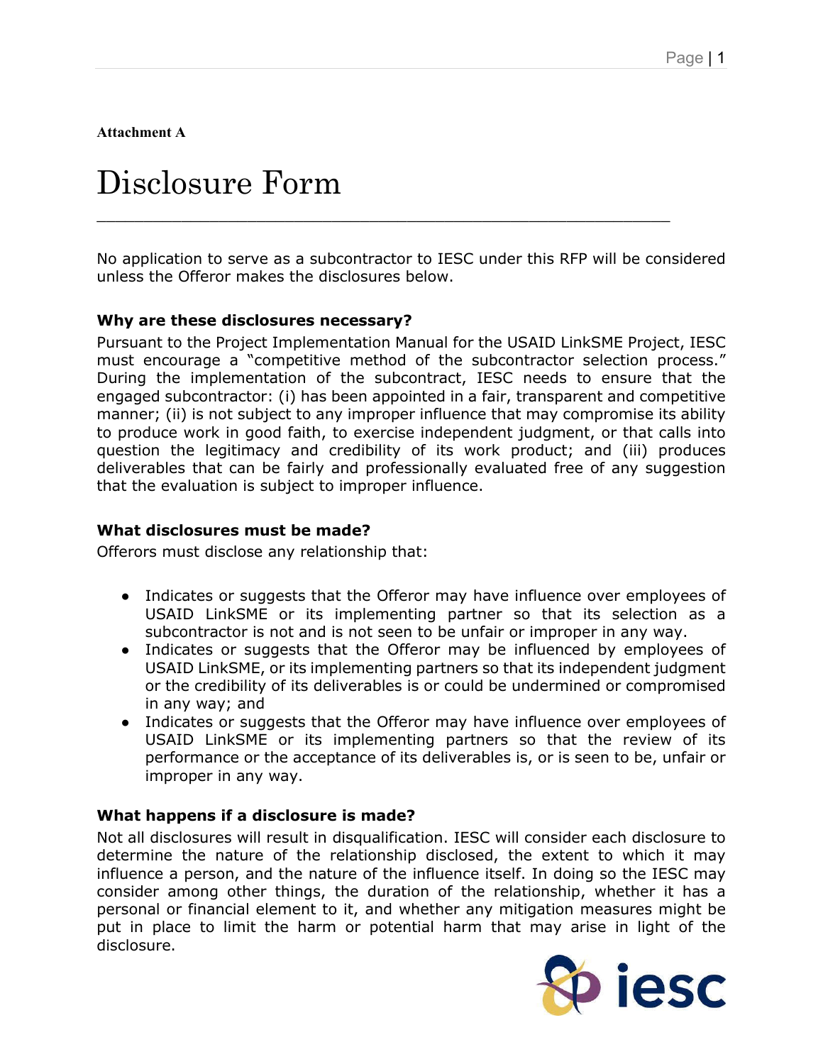**Attachment A**

# Disclosure Form

No application to serve as a subcontractor to IESC under this RFP will be considered unless the Offeror makes the disclosures below.

### Why are these disclosures necessary?

Pursuant to the Project Implementation Manual for the USAID LinkSME Project, IESC must encourage a "competitive method of the subcontractor selection process." During the implementation of the subcontract, IESC needs to ensure that the engaged subcontractor: (i) has been appointed in a fair, transparent and competitive manner; (ii) is not subject to any improper influence that may compromise its ability to produce work in good faith, to exercise independent judgment, or that calls into question the legitimacy and credibility of its work product; and (iii) produces deliverables that can be fairly and professionally evaluated free of any suggestion that the evaluation is subject to improper influence.

### What disclosures must be made?

Offerors must disclose any relationship that:

- Indicates or suggests that the Offeror may have influence over employees of USAID LinkSME or its implementing partner so that its selection as a subcontractor is not and is not seen to be unfair or improper in any way.
- Indicates or suggests that the Offeror may be influenced by employees of USAID LinkSME, or its implementing partners so that its independent judgment or the credibility of its deliverables is or could be undermined or compromised in any way; and
- Indicates or suggests that the Offeror may have influence over employees of USAID LinkSME or its implementing partners so that the review of its performance or the acceptance of its deliverables is, or is seen to be, unfair or improper in any way.

### What happens if a disclosure is made?

Not all disclosures will result in disqualification. IESC will consider each disclosure to determine the nature of the relationship disclosed, the extent to which it may influence a person, and the nature of the influence itself. In doing so the IESC may consider among other things, the duration of the relationship, whether it has a personal or financial element to it, and whether any mitigation measures might be put in place to limit the harm or potential harm that may arise in light of the disclosure.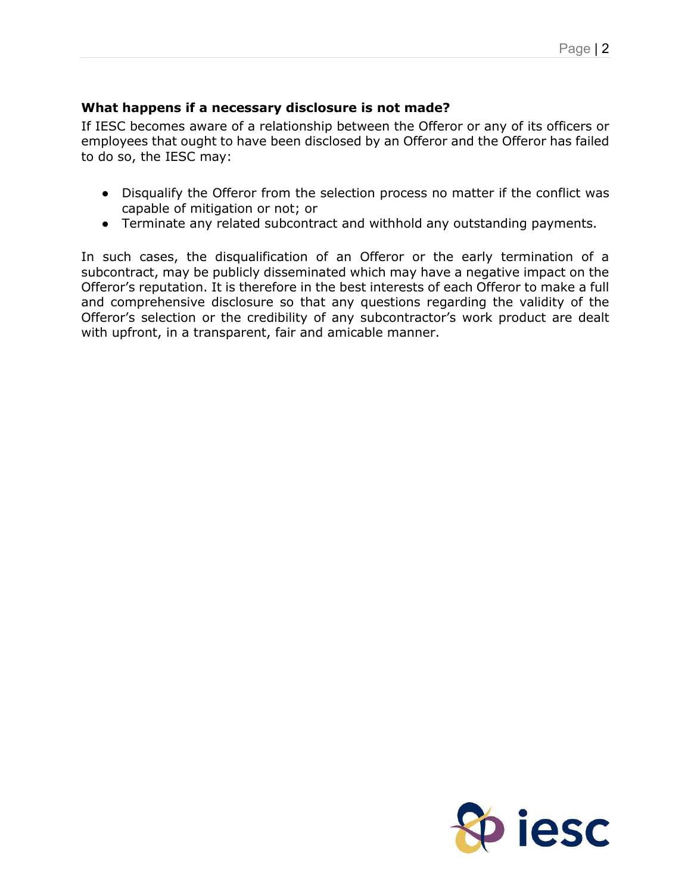**What happens if a necessary disclosure is not made?**

If IESC becomes aware of a relationship between the Offeror or any of its officers or employees that ought to have been disclosed by an Offeror and the Offeror has failed to do so, the IESC may:

- Disqualify the Offeror from the selection process no matter if the conflict was capable of mitigation or not; or
- Terminate any related subcontract and withhold any outstanding payments.

In such cases, the disqualification of an Offeror or the early termination of a subcontract, may be publicly disseminated which may have a negative impact on the Offeror's reputation. It is therefore in the best interests of each Offeror to make a full and comprehensive disclosure so that any questions regarding the validity of the Offeror's selection or the credibility of any subcontractor's work product are dealt with upfront, in a transparent, fair and amicable manner.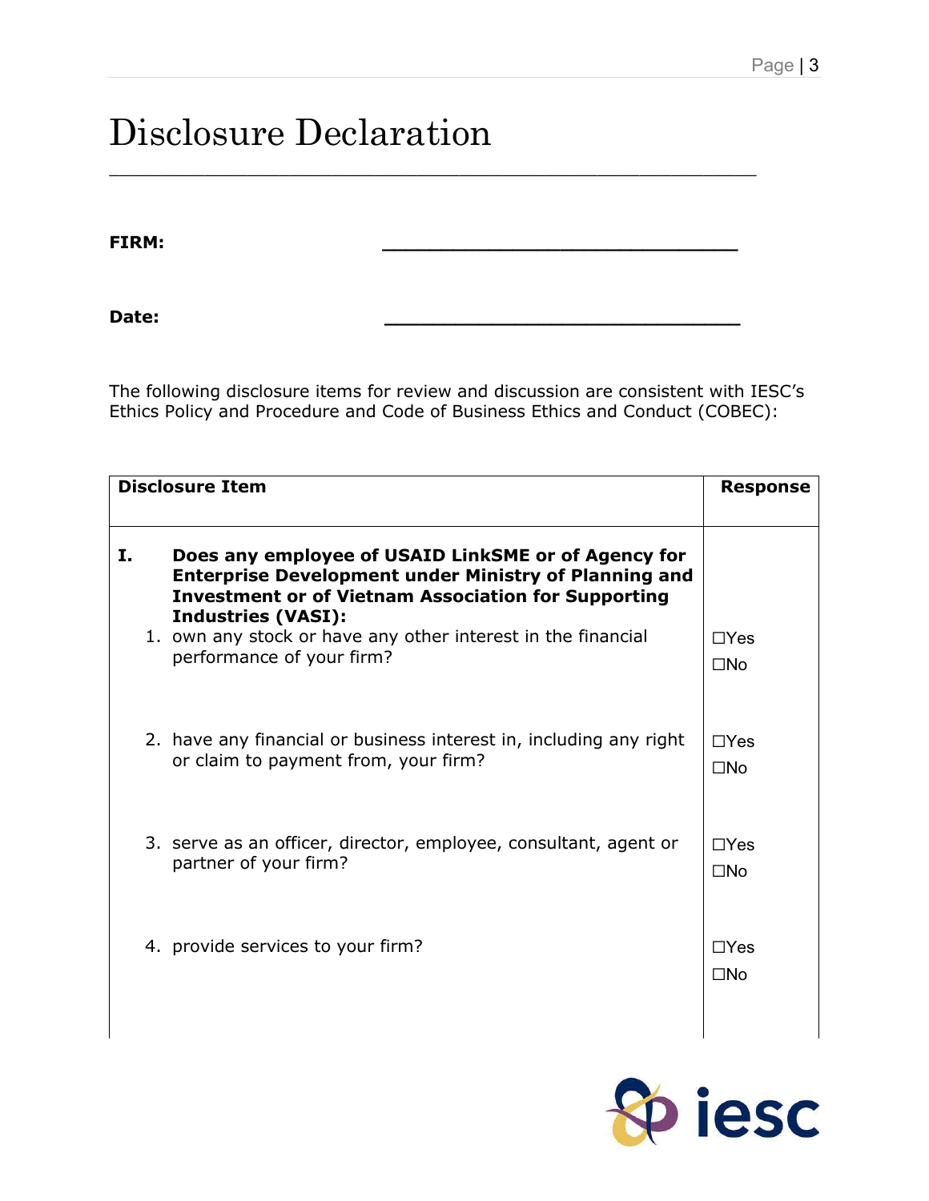# Disclosure Declaration

**FIRM:** ______________________________

**Date:** ______________________________

The following disclosure items for review and discussion are consistent with IESC's Ethics Policy and Procedure and Code of Business Ethics and Conduct (COBEC):

| Disclosure Item | Response |
|---|---|
| **I. Does any employee of USAID LinkSME or of Agency for Enterprise Development under Ministry of Planning and Investment or of Vietnam Association for Supporting Industries (VASI):** | |
| 1. own any stock or have any other interest in the financial performance of your firm? | ☐Yes ☐No |
| 2. have any financial or business interest in, including any right or claim to payment from, your firm? | ☐Yes ☐No |
| 3. serve as an officer, director, employee, consultant, agent or partner of your firm? | ☐Yes ☐No |
| 4. provide services to your firm? | ☐Yes ☐No |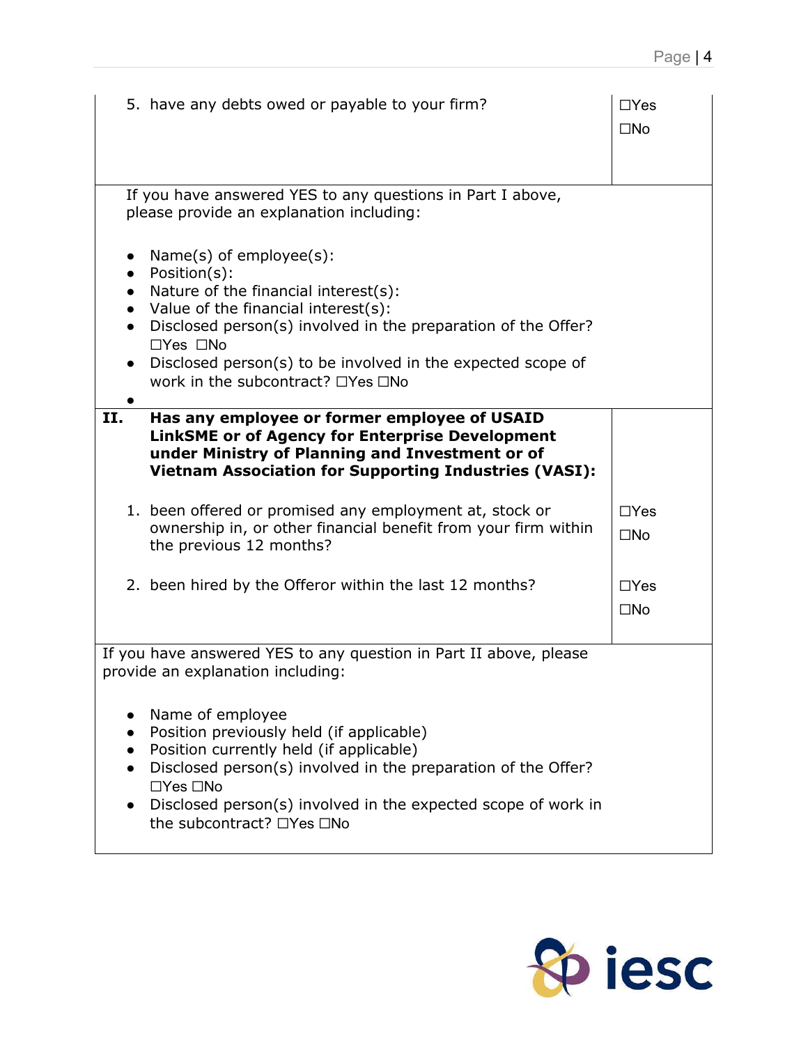| | |
|---|---|
| 5. have any debts owed or payable to your firm? | ☐Yes<br>☐No |
| If you have answered YES to any questions in Part I above, please provide an explanation including:<br><br>• Name(s) of employee(s):<br>• Position(s):<br>• Nature of the financial interest(s):<br>• Value of the financial interest(s):<br>• Disclosed person(s) involved in the preparation of the Offer? ☐Yes ☐No<br>• Disclosed person(s) to be involved in the expected scope of work in the subcontract? ☐Yes ☐No<br>• | |
| **II. Has any employee or former employee of USAID LinkSME or of Agency for Enterprise Development under Ministry of Planning and Investment or of Vietnam Association for Supporting Industries (VASI):** | |
| 1. been offered or promised any employment at, stock or ownership in, or other financial benefit from your firm within the previous 12 months? | ☐Yes<br>☐No |
| 2. been hired by the Offeror within the last 12 months? | ☐Yes<br>☐No |
| If you have answered YES to any question in Part II above, please provide an explanation including:<br><br>• Name of employee<br>• Position previously held (if applicable)<br>• Position currently held (if applicable)<br>• Disclosed person(s) involved in the preparation of the Offer? ☐Yes ☐No<br>• Disclosed person(s) involved in the expected scope of work in the subcontract? ☐Yes ☐No | |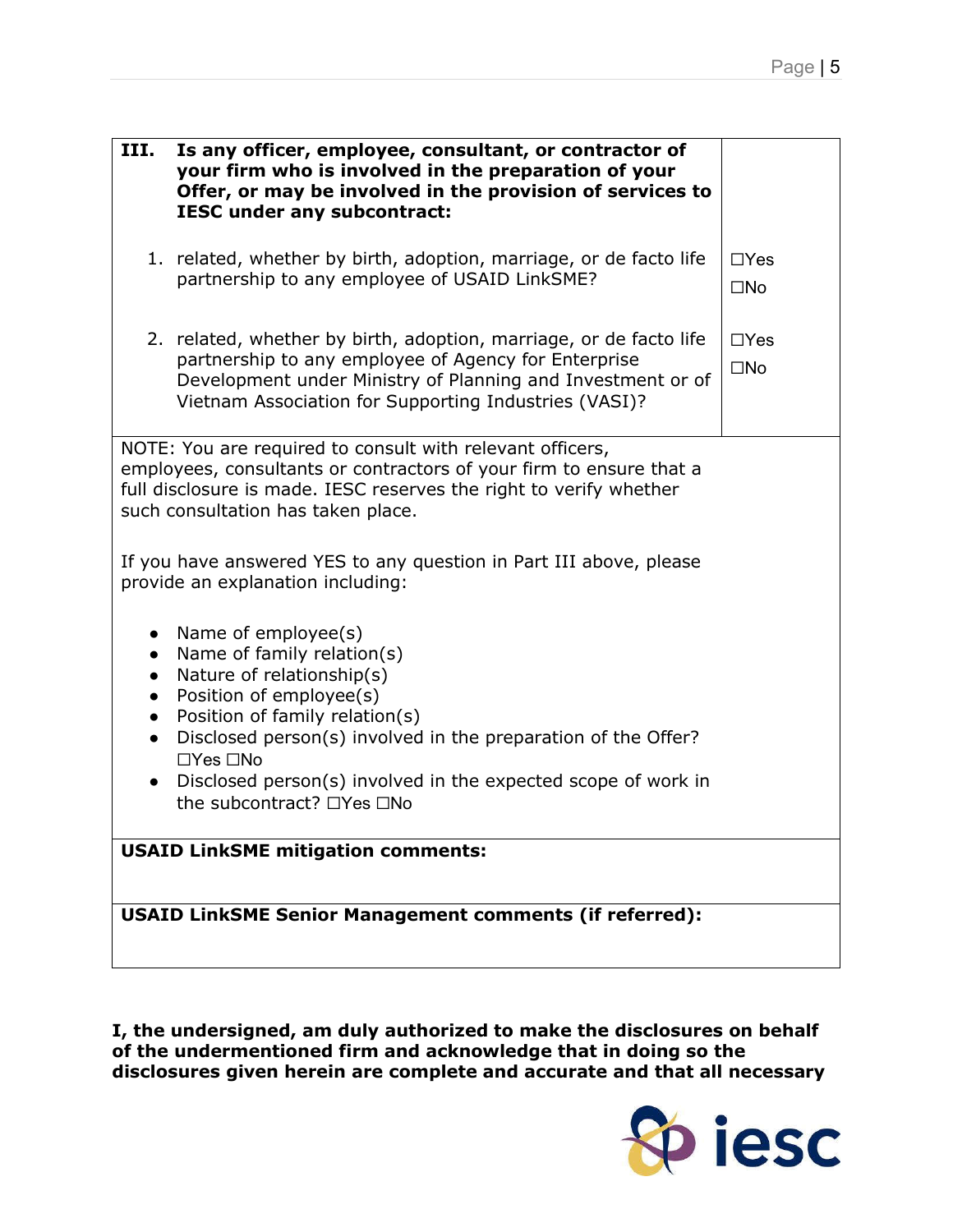| **III.** **Is any officer, employee, consultant, or contractor of your firm who is involved in the preparation of your Offer, or may be involved in the provision of services to IESC under any subcontract:** | |
|---|---|
| 1. related, whether by birth, adoption, marriage, or de facto life partnership to any employee of USAID LinkSME? | ☐Yes<br>☐No |
| 2. related, whether by birth, adoption, marriage, or de facto life partnership to any employee of Agency for Enterprise Development under Ministry of Planning and Investment or of Vietnam Association for Supporting Industries (VASI)? | ☐Yes<br>☐No |

NOTE: You are required to consult with relevant officers, employees, consultants or contractors of your firm to ensure that a full disclosure is made. IESC reserves the right to verify whether such consultation has taken place.

If you have answered YES to any question in Part III above, please provide an explanation including:

- Name of employee(s)
- Name of family relation(s)
- Nature of relationship(s)
- Position of employee(s)
- Position of family relation(s)
- Disclosed person(s) involved in the preparation of the Offer? ☐Yes ☐No
- Disclosed person(s) involved in the expected scope of work in the subcontract? ☐Yes ☐No

**USAID LinkSME mitigation comments:**

**USAID LinkSME Senior Management comments (if referred):**

**I, the undersigned, am duly authorized to make the disclosures on behalf of the undermentioned firm and acknowledge that in doing so the disclosures given herein are complete and accurate and that all necessary**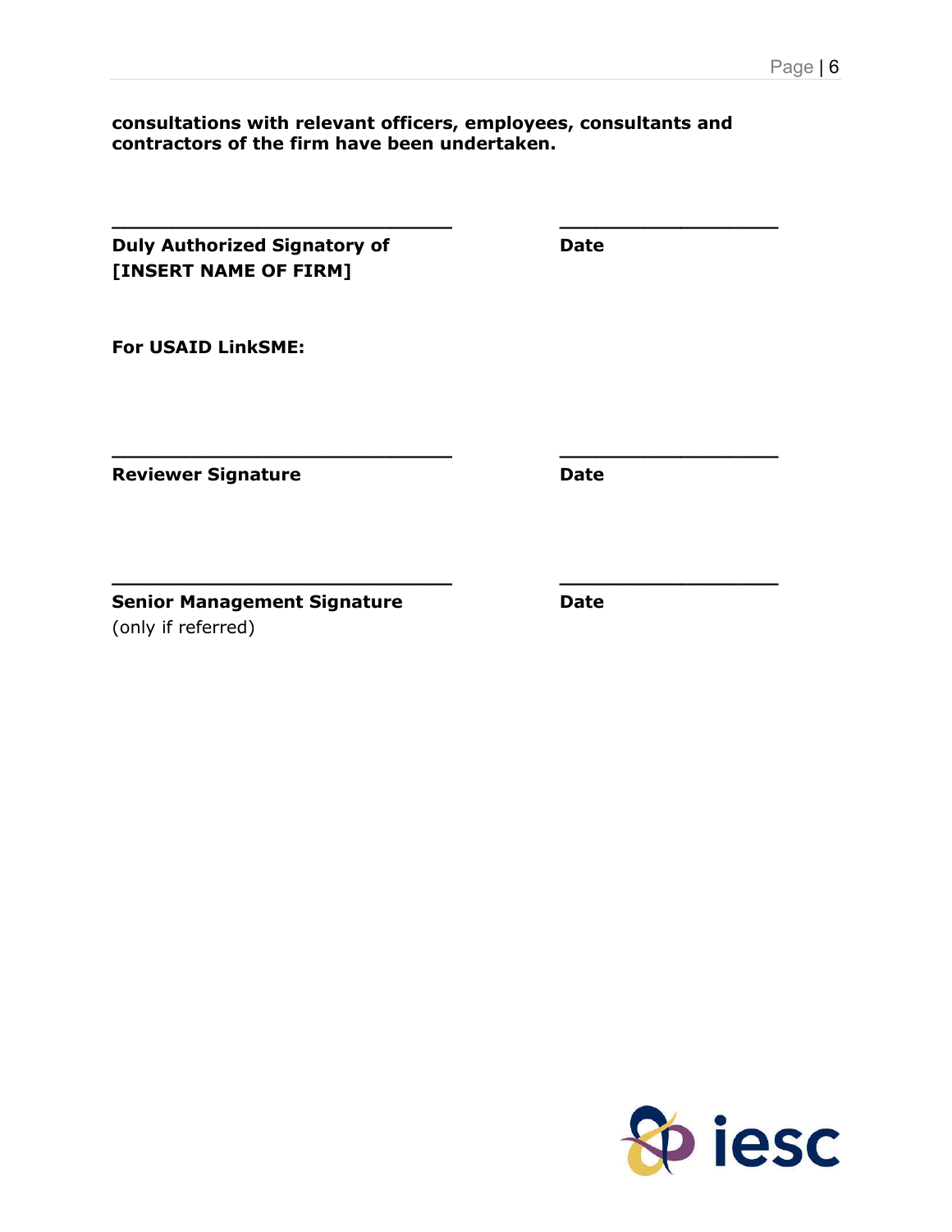**consultations with relevant officers, employees, consultants and contractors of the firm have been undertaken.**

| ______________________________ | ___________________ |
|---|---|
| **Duly Authorized Signatory of [INSERT NAME OF FIRM]** | **Date** |

**For USAID LinkSME:**

| ______________________________ | ___________________ |
|---|---|
| **Reviewer Signature** | **Date** |

| ______________________________ | ___________________ |
|---|---|
| **Senior Management Signature** (only if referred) | **Date** |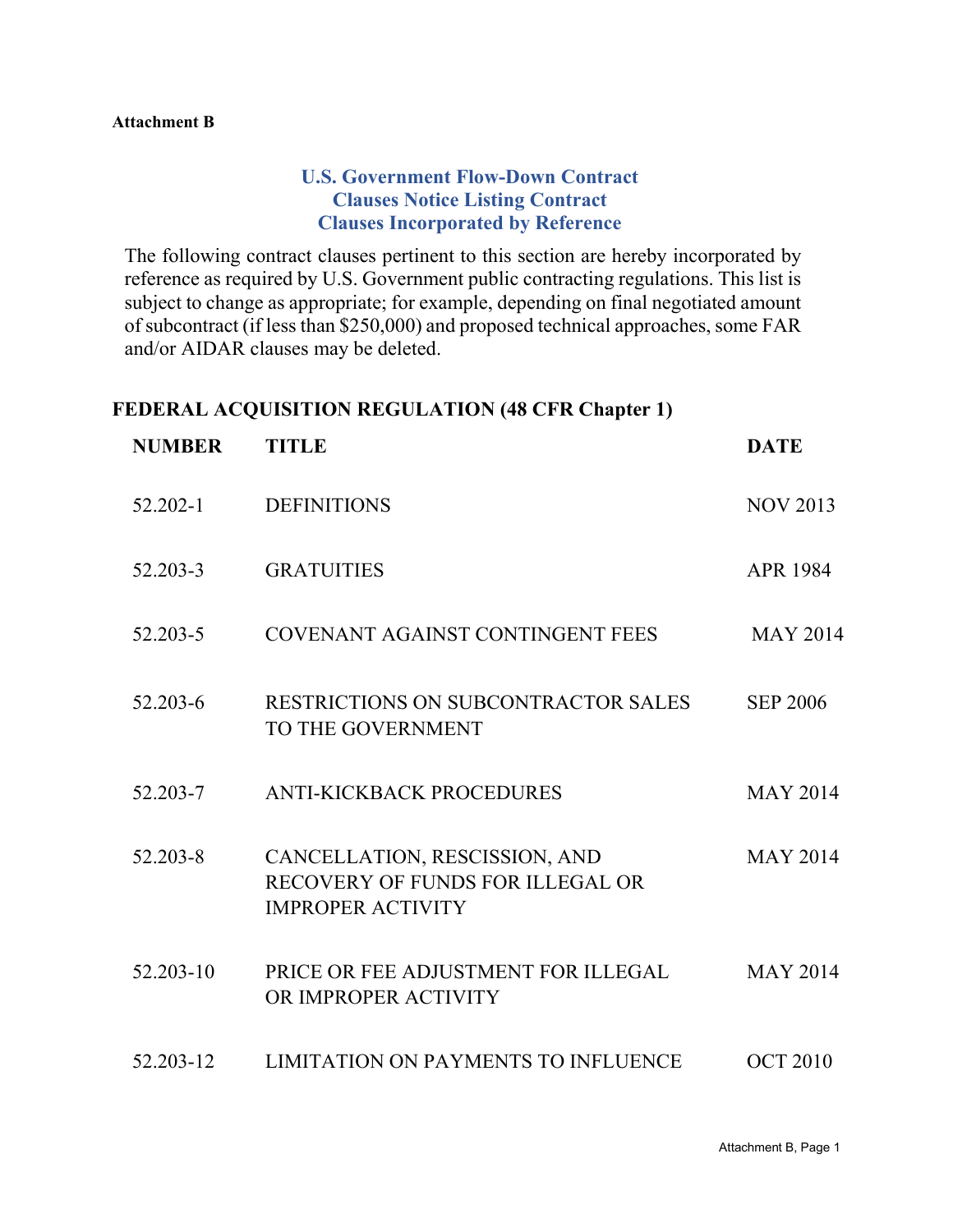**Attachment B**

## U.S. Government Flow-Down Contract Clauses Notice Listing Contract Clauses Incorporated by Reference

The following contract clauses pertinent to this section are hereby incorporated by reference as required by U.S. Government public contracting regulations. This list is subject to change as appropriate; for example, depending on final negotiated amount of subcontract (if less than $250,000) and proposed technical approaches, some FAR and/or AIDAR clauses may be deleted.

### FEDERAL ACQUISITION REGULATION (48 CFR Chapter 1)

| NUMBER | TITLE | DATE |
|---|---|---|
| 52.202-1 | DEFINITIONS | NOV 2013 |
| 52.203-3 | GRATUITIES | APR 1984 |
| 52.203-5 | COVENANT AGAINST CONTINGENT FEES | MAY 2014 |
| 52.203-6 | RESTRICTIONS ON SUBCONTRACTOR SALES TO THE GOVERNMENT | SEP 2006 |
| 52.203-7 | ANTI-KICKBACK PROCEDURES | MAY 2014 |
| 52.203-8 | CANCELLATION, RESCISSION, AND RECOVERY OF FUNDS FOR ILLEGAL OR IMPROPER ACTIVITY | MAY 2014 |
| 52.203-10 | PRICE OR FEE ADJUSTMENT FOR ILLEGAL OR IMPROPER ACTIVITY | MAY 2014 |
| 52.203-12 | LIMITATION ON PAYMENTS TO INFLUENCE | OCT 2010 |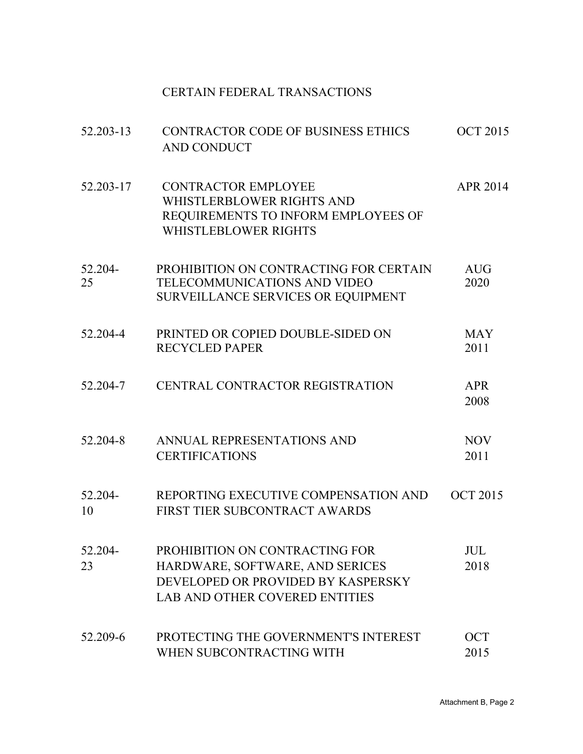| | CERTAIN FEDERAL TRANSACTIONS | |
|---|---|---|
| 52.203-13 | CONTRACTOR CODE OF BUSINESS ETHICS AND CONDUCT | OCT 2015 |
| 52.203-17 | CONTRACTOR EMPLOYEE WHISTLERBLOWER RIGHTS AND REQUIREMENTS TO INFORM EMPLOYEES OF WHISTLEBLOWER RIGHTS | APR 2014 |
| 52.204-25 | PROHIBITION ON CONTRACTING FOR CERTAIN TELECOMMUNICATIONS AND VIDEO SURVEILLANCE SERVICES OR EQUIPMENT | AUG 2020 |
| 52.204-4 | PRINTED OR COPIED DOUBLE-SIDED ON RECYCLED PAPER | MAY 2011 |
| 52.204-7 | CENTRAL CONTRACTOR REGISTRATION | APR 2008 |
| 52.204-8 | ANNUAL REPRESENTATIONS AND CERTIFICATIONS | NOV 2011 |
| 52.204-10 | REPORTING EXECUTIVE COMPENSATION AND FIRST TIER SUBCONTRACT AWARDS | OCT 2015 |
| 52.204-23 | PROHIBITION ON CONTRACTING FOR HARDWARE, SOFTWARE, AND SERICES DEVELOPED OR PROVIDED BY KASPERSKY LAB AND OTHER COVERED ENTITIES | JUL 2018 |
| 52.209-6 | PROTECTING THE GOVERNMENT'S INTEREST WHEN SUBCONTRACTING WITH | OCT 2015 |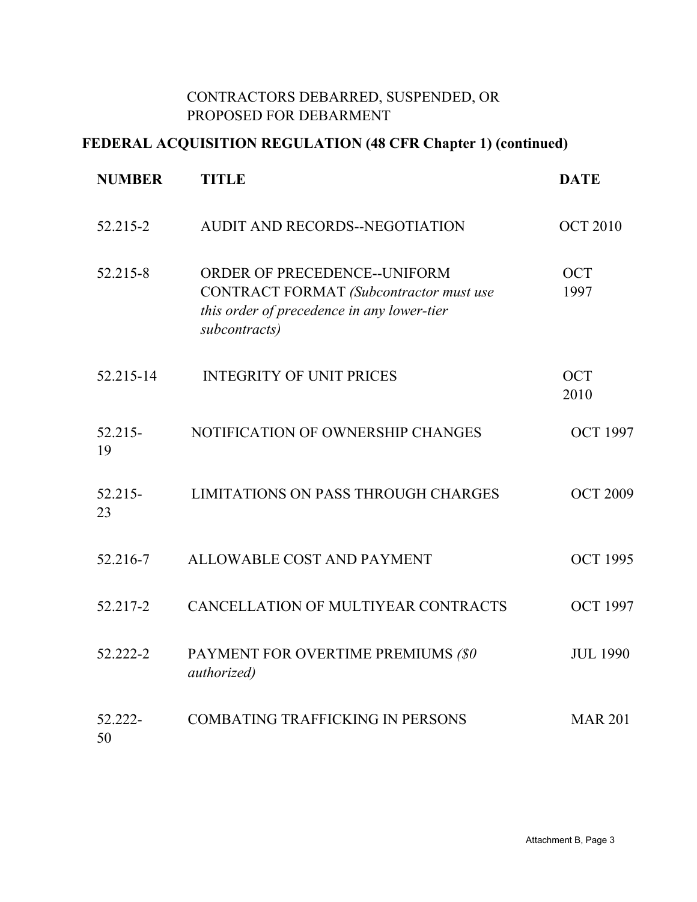CONTRACTORS DEBARRED, SUSPENDED, OR PROPOSED FOR DEBARMENT

**FEDERAL ACQUISITION REGULATION (48 CFR Chapter 1) (continued)**

| NUMBER | TITLE | DATE |
|---|---|---|
| 52.215-2 | AUDIT AND RECORDS--NEGOTIATION | OCT 2010 |
| 52.215-8 | ORDER OF PRECEDENCE--UNIFORM CONTRACT FORMAT *(Subcontractor must use this order of precedence in any lower-tier subcontracts)* | OCT 1997 |
| 52.215-14 | INTEGRITY OF UNIT PRICES | OCT 2010 |
| 52.215-19 | NOTIFICATION OF OWNERSHIP CHANGES | OCT 1997 |
| 52.215-23 | LIMITATIONS ON PASS THROUGH CHARGES | OCT 2009 |
| 52.216-7 | ALLOWABLE COST AND PAYMENT | OCT 1995 |
| 52.217-2 | CANCELLATION OF MULTIYEAR CONTRACTS | OCT 1997 |
| 52.222-2 | PAYMENT FOR OVERTIME PREMIUMS *($0 authorized)* | JUL 1990 |
| 52.222-50 | COMBATING TRAFFICKING IN PERSONS | MAR 201 |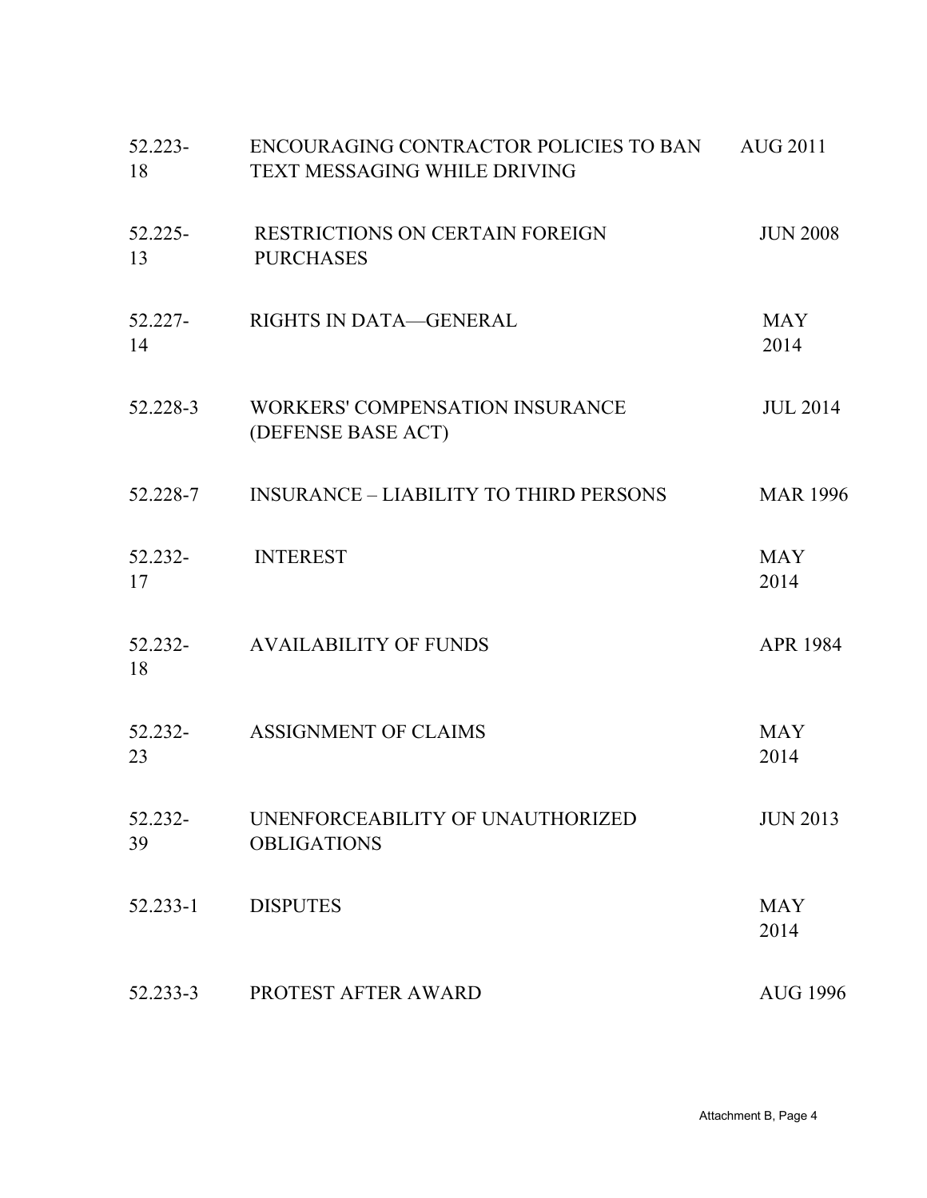| | | |
|---|---|---|
| 52.223-18 | ENCOURAGING CONTRACTOR POLICIES TO BAN TEXT MESSAGING WHILE DRIVING | AUG 2011 |
| 52.225-13 | RESTRICTIONS ON CERTAIN FOREIGN PURCHASES | JUN 2008 |
| 52.227-14 | RIGHTS IN DATA—GENERAL | MAY 2014 |
| 52.228-3 | WORKERS' COMPENSATION INSURANCE (DEFENSE BASE ACT) | JUL 2014 |
| 52.228-7 | INSURANCE – LIABILITY TO THIRD PERSONS | MAR 1996 |
| 52.232-17 | INTEREST | MAY 2014 |
| 52.232-18 | AVAILABILITY OF FUNDS | APR 1984 |
| 52.232-23 | ASSIGNMENT OF CLAIMS | MAY 2014 |
| 52.232-39 | UNENFORCEABILITY OF UNAUTHORIZED OBLIGATIONS | JUN 2013 |
| 52.233-1 | DISPUTES | MAY 2014 |
| 52.233-3 | PROTEST AFTER AWARD | AUG 1996 |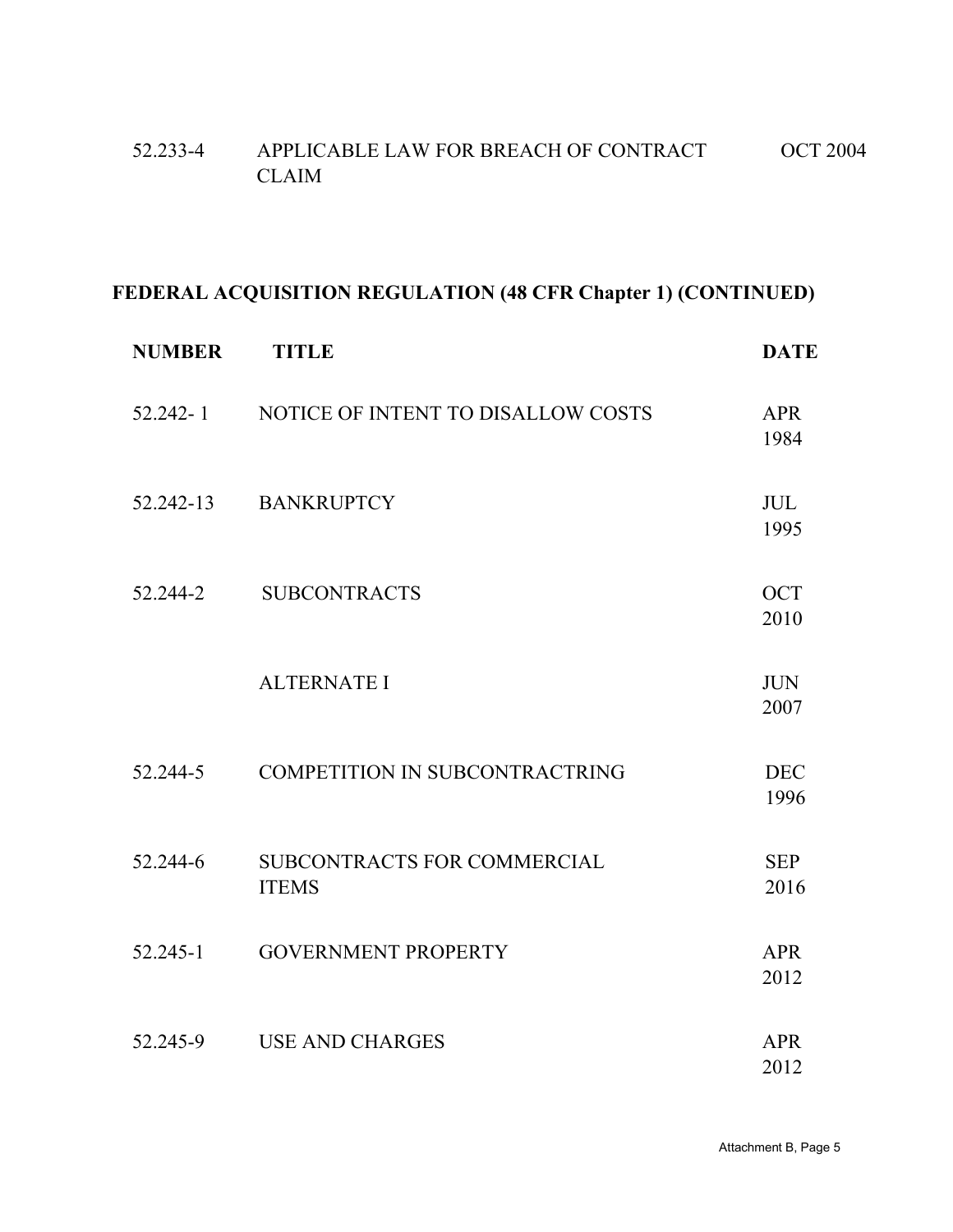| | | |
|---|---|---|
| 52.233-4 | APPLICABLE LAW FOR BREACH OF CONTRACT CLAIM | OCT 2004 |

## FEDERAL ACQUISITION REGULATION (48 CFR Chapter 1) (CONTINUED)

| NUMBER | TITLE | DATE |
|---|---|---|
| 52.242- 1 | NOTICE OF INTENT TO DISALLOW COSTS | APR 1984 |
| 52.242-13 | BANKRUPTCY | JUL 1995 |
| 52.244-2 | SUBCONTRACTS | OCT 2010 |
| | ALTERNATE I | JUN 2007 |
| 52.244-5 | COMPETITION IN SUBCONTRACTRING | DEC 1996 |
| 52.244-6 | SUBCONTRACTS FOR COMMERCIAL ITEMS | SEP 2016 |
| 52.245-1 | GOVERNMENT PROPERTY | APR 2012 |
| 52.245-9 | USE AND CHARGES | APR 2012 |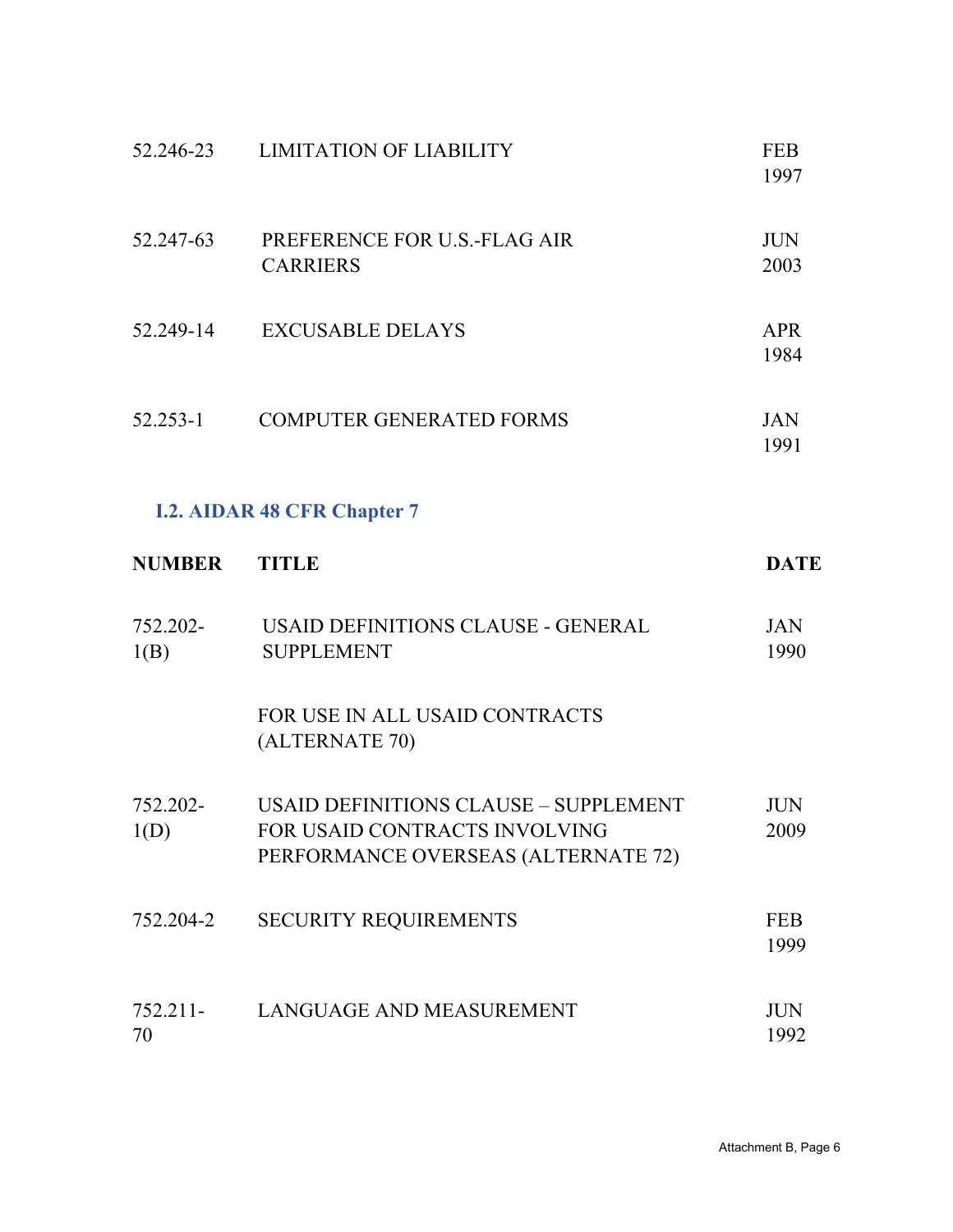| | | |
|---|---|---|
| 52.246-23 | LIMITATION OF LIABILITY | FEB 1997 |
| 52.247-63 | PREFERENCE FOR U.S.-FLAG AIR CARRIERS | JUN 2003 |
| 52.249-14 | EXCUSABLE DELAYS | APR 1984 |
| 52.253-1 | COMPUTER GENERATED FORMS | JAN 1991 |

### I.2. AIDAR 48 CFR Chapter 7

| NUMBER | TITLE | DATE |
|---|---|---|
| 752.202-1(B) | USAID DEFINITIONS CLAUSE - GENERAL SUPPLEMENT<br><br>FOR USE IN ALL USAID CONTRACTS (ALTERNATE 70) | JAN 1990 |
| 752.202-1(D) | USAID DEFINITIONS CLAUSE – SUPPLEMENT FOR USAID CONTRACTS INVOLVING PERFORMANCE OVERSEAS (ALTERNATE 72) | JUN 2009 |
| 752.204-2 | SECURITY REQUIREMENTS | FEB 1999 |
| 752.211-70 | LANGUAGE AND MEASUREMENT | JUN 1992 |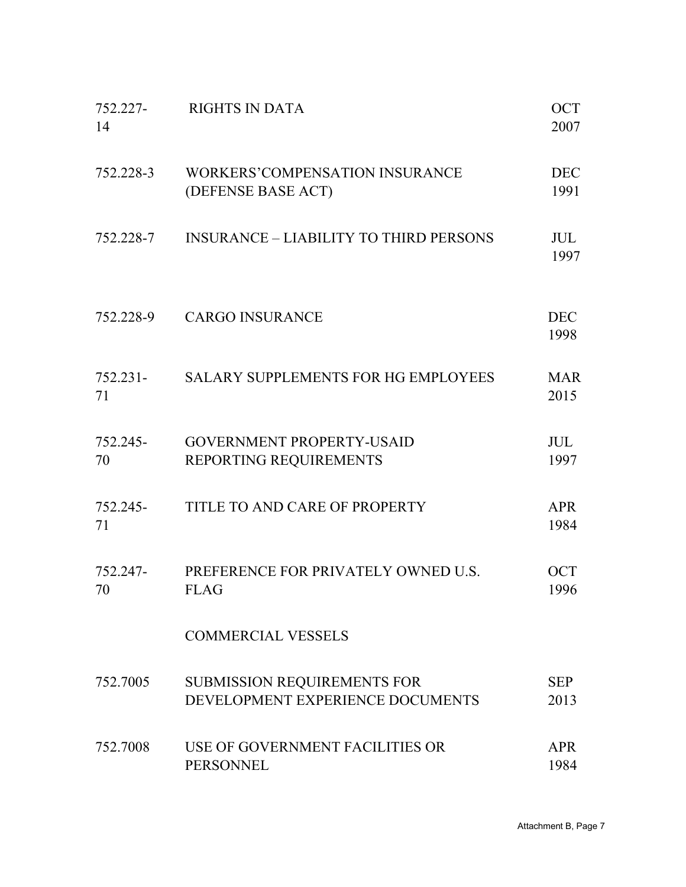| | | |
|---|---|---|
| 752.227-14 | RIGHTS IN DATA | OCT 2007 |
| 752.228-3 | WORKERS'COMPENSATION INSURANCE (DEFENSE BASE ACT) | DEC 1991 |
| 752.228-7 | INSURANCE – LIABILITY TO THIRD PERSONS | JUL 1997 |
| 752.228-9 | CARGO INSURANCE | DEC 1998 |
| 752.231-71 | SALARY SUPPLEMENTS FOR HG EMPLOYEES | MAR 2015 |
| 752.245-70 | GOVERNMENT PROPERTY-USAID REPORTING REQUIREMENTS | JUL 1997 |
| 752.245-71 | TITLE TO AND CARE OF PROPERTY | APR 1984 |
| 752.247-70 | PREFERENCE FOR PRIVATELY OWNED U.S. FLAG COMMERCIAL VESSELS | OCT 1996 |
| 752.7005 | SUBMISSION REQUIREMENTS FOR DEVELOPMENT EXPERIENCE DOCUMENTS | SEP 2013 |
| 752.7008 | USE OF GOVERNMENT FACILITIES OR PERSONNEL | APR 1984 |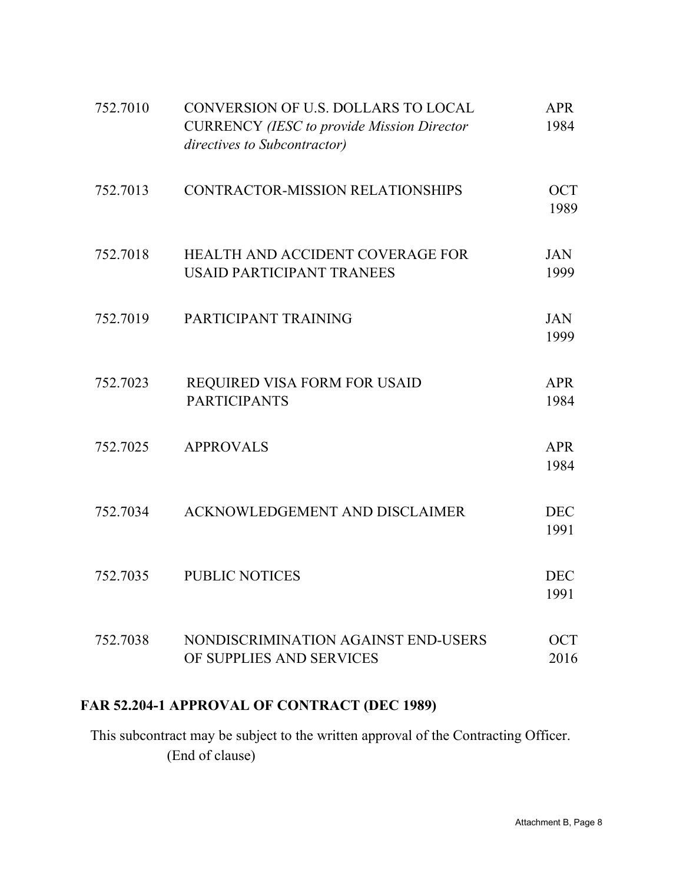| | | |
|---|---|---|
| 752.7010 | CONVERSION OF U.S. DOLLARS TO LOCAL CURRENCY *(IESC to provide Mission Director directives to Subcontractor)* | APR 1984 |
| 752.7013 | CONTRACTOR-MISSION RELATIONSHIPS | OCT 1989 |
| 752.7018 | HEALTH AND ACCIDENT COVERAGE FOR USAID PARTICIPANT TRANEES | JAN 1999 |
| 752.7019 | PARTICIPANT TRAINING | JAN 1999 |
| 752.7023 | REQUIRED VISA FORM FOR USAID PARTICIPANTS | APR 1984 |
| 752.7025 | APPROVALS | APR 1984 |
| 752.7034 | ACKNOWLEDGEMENT AND DISCLAIMER | DEC 1991 |
| 752.7035 | PUBLIC NOTICES | DEC 1991 |
| 752.7038 | NONDISCRIMINATION AGAINST END-USERS OF SUPPLIES AND SERVICES | OCT 2016 |

**FAR 52.204-1 APPROVAL OF CONTRACT (DEC 1989)**

This subcontract may be subject to the written approval of the Contracting Officer.

(End of clause)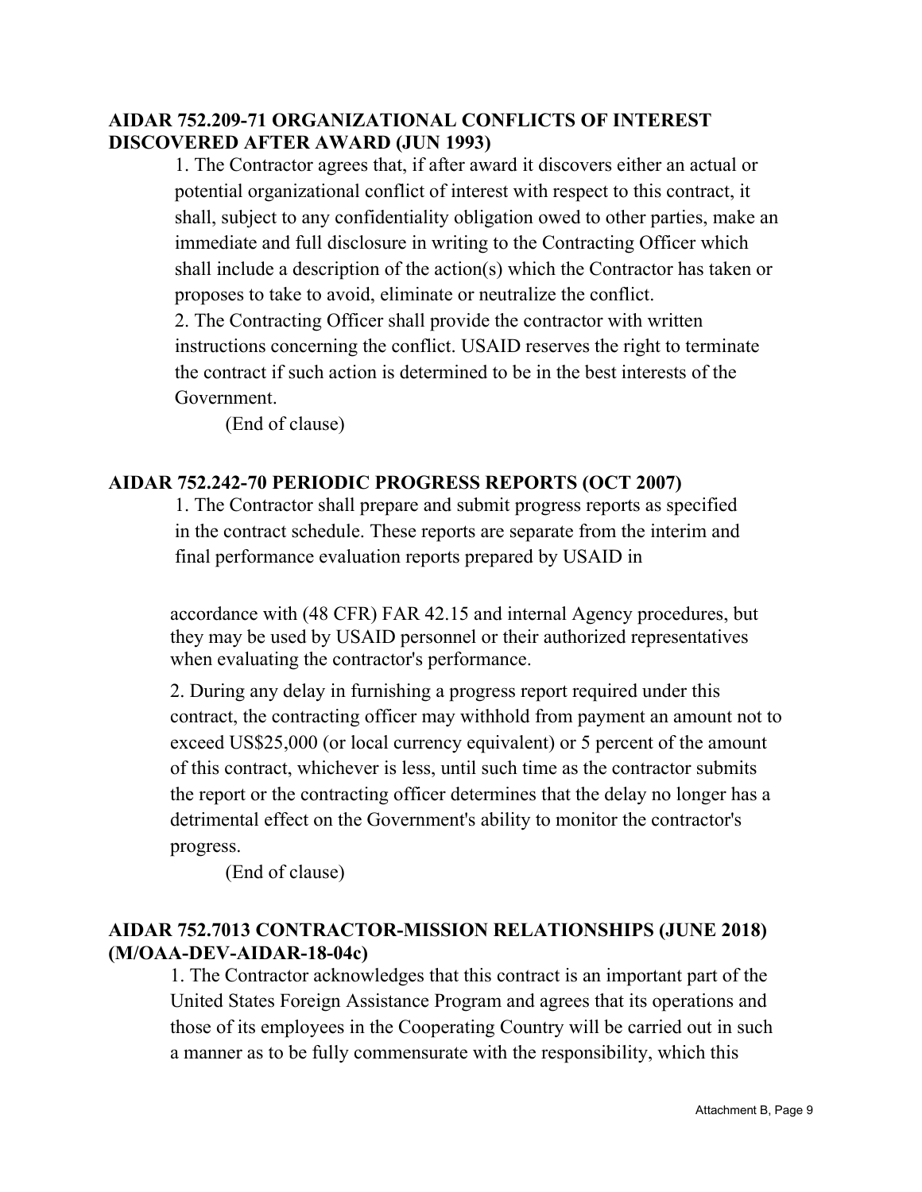**AIDAR 752.209-71 ORGANIZATIONAL CONFLICTS OF INTEREST DISCOVERED AFTER AWARD (JUN 1993)**

1. The Contractor agrees that, if after award it discovers either an actual or potential organizational conflict of interest with respect to this contract, it shall, subject to any confidentiality obligation owed to other parties, make an immediate and full disclosure in writing to the Contracting Officer which shall include a description of the action(s) which the Contractor has taken or proposes to take to avoid, eliminate or neutralize the conflict.
2. The Contracting Officer shall provide the contractor with written instructions concerning the conflict. USAID reserves the right to terminate the contract if such action is determined to be in the best interests of the Government.

(End of clause)

**AIDAR 752.242-70 PERIODIC PROGRESS REPORTS (OCT 2007)**

1. The Contractor shall prepare and submit progress reports as specified in the contract schedule. These reports are separate from the interim and final performance evaluation reports prepared by USAID in accordance with (48 CFR) FAR 42.15 and internal Agency procedures, but they may be used by USAID personnel or their authorized representatives when evaluating the contractor's performance.
2. During any delay in furnishing a progress report required under this contract, the contracting officer may withhold from payment an amount not to exceed US$25,000 (or local currency equivalent) or 5 percent of the amount of this contract, whichever is less, until such time as the contractor submits the report or the contracting officer determines that the delay no longer has a detrimental effect on the Government's ability to monitor the contractor's progress.

(End of clause)

**AIDAR 752.7013 CONTRACTOR-MISSION RELATIONSHIPS (JUNE 2018) (M/OAA-DEV-AIDAR-18-04c)**

1. The Contractor acknowledges that this contract is an important part of the United States Foreign Assistance Program and agrees that its operations and those of its employees in the Cooperating Country will be carried out in such a manner as to be fully commensurate with the responsibility, which this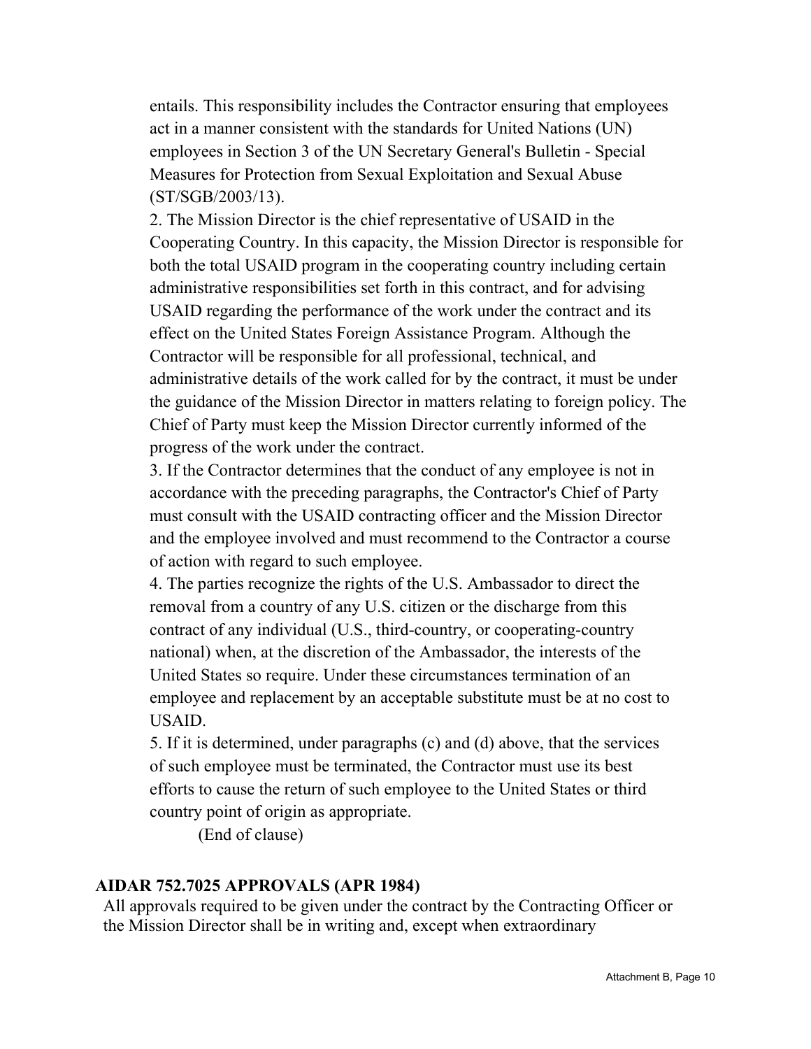entails. This responsibility includes the Contractor ensuring that employees act in a manner consistent with the standards for United Nations (UN) employees in Section 3 of the UN Secretary General's Bulletin - Special Measures for Protection from Sexual Exploitation and Sexual Abuse (ST/SGB/2003/13).

2. The Mission Director is the chief representative of USAID in the Cooperating Country. In this capacity, the Mission Director is responsible for both the total USAID program in the cooperating country including certain administrative responsibilities set forth in this contract, and for advising USAID regarding the performance of the work under the contract and its effect on the United States Foreign Assistance Program. Although the Contractor will be responsible for all professional, technical, and administrative details of the work called for by the contract, it must be under the guidance of the Mission Director in matters relating to foreign policy. The Chief of Party must keep the Mission Director currently informed of the progress of the work under the contract.

3. If the Contractor determines that the conduct of any employee is not in accordance with the preceding paragraphs, the Contractor's Chief of Party must consult with the USAID contracting officer and the Mission Director and the employee involved and must recommend to the Contractor a course of action with regard to such employee.

4. The parties recognize the rights of the U.S. Ambassador to direct the removal from a country of any U.S. citizen or the discharge from this contract of any individual (U.S., third-country, or cooperating-country national) when, at the discretion of the Ambassador, the interests of the United States so require. Under these circumstances termination of an employee and replacement by an acceptable substitute must be at no cost to USAID.

5. If it is determined, under paragraphs (c) and (d) above, that the services of such employee must be terminated, the Contractor must use its best efforts to cause the return of such employee to the United States or third country point of origin as appropriate.

(End of clause)

**AIDAR 752.7025 APPROVALS (APR 1984)**

All approvals required to be given under the contract by the Contracting Officer or the Mission Director shall be in writing and, except when extraordinary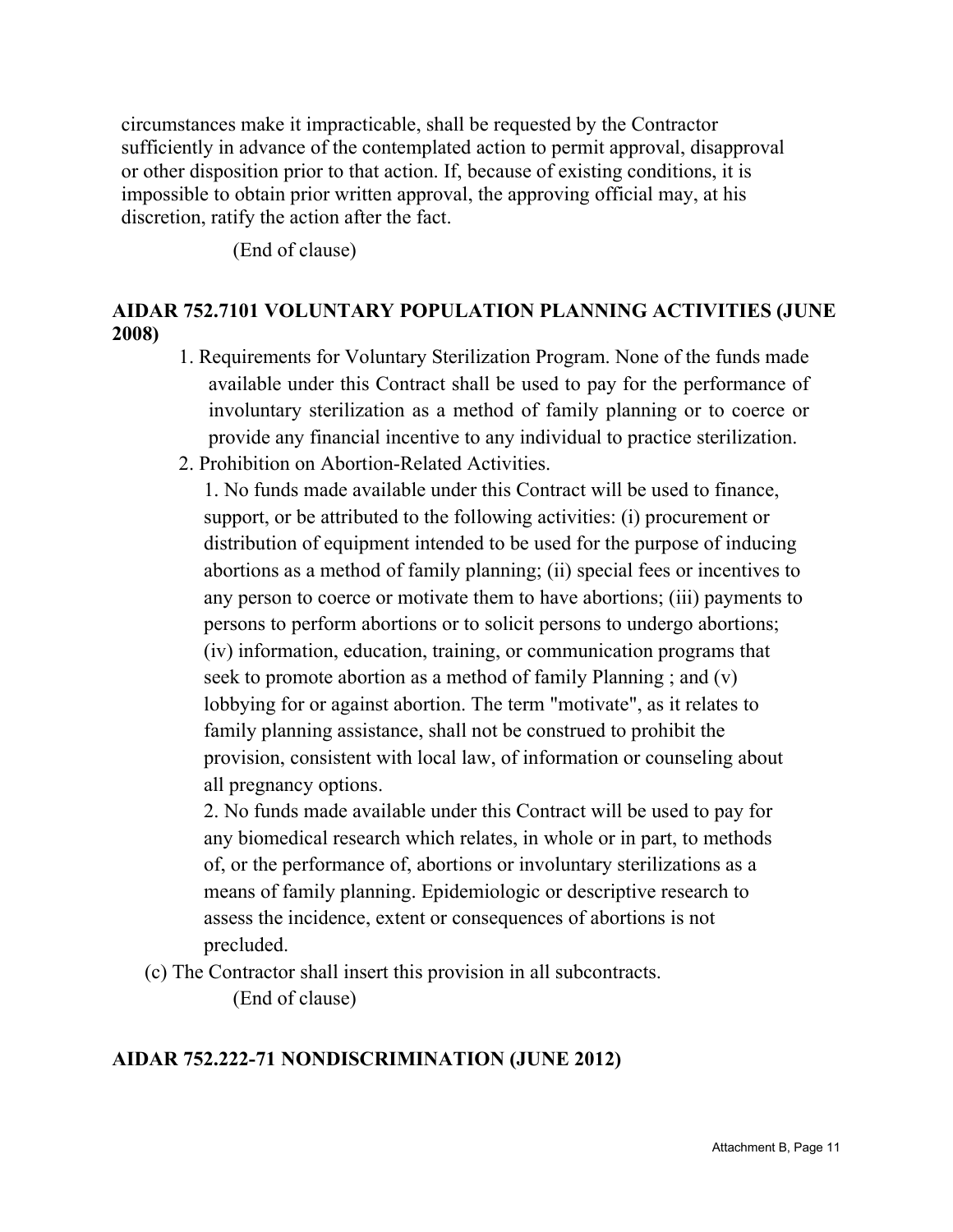circumstances make it impracticable, shall be requested by the Contractor sufficiently in advance of the contemplated action to permit approval, disapproval or other disposition prior to that action. If, because of existing conditions, it is impossible to obtain prior written approval, the approving official may, at his discretion, ratify the action after the fact.

(End of clause)

**AIDAR 752.7101 VOLUNTARY POPULATION PLANNING ACTIVITIES (JUNE 2008)**

1. Requirements for Voluntary Sterilization Program. None of the funds made available under this Contract shall be used to pay for the performance of involuntary sterilization as a method of family planning or to coerce or provide any financial incentive to any individual to practice sterilization.
2. Prohibition on Abortion-Related Activities.

   1. No funds made available under this Contract will be used to finance, support, or be attributed to the following activities: (i) procurement or distribution of equipment intended to be used for the purpose of inducing abortions as a method of family planning; (ii) special fees or incentives to any person to coerce or motivate them to have abortions; (iii) payments to persons to perform abortions or to solicit persons to undergo abortions; (iv) information, education, training, or communication programs that seek to promote abortion as a method of family Planning ; and (v) lobbying for or against abortion. The term "motivate", as it relates to family planning assistance, shall not be construed to prohibit the provision, consistent with local law, of information or counseling about all pregnancy options.
   2. No funds made available under this Contract will be used to pay for any biomedical research which relates, in whole or in part, to methods of, or the performance of, abortions or involuntary sterilizations as a means of family planning. Epidemiologic or descriptive research to assess the incidence, extent or consequences of abortions is not precluded.

(c) The Contractor shall insert this provision in all subcontracts.

(End of clause)

**AIDAR 752.222-71 NONDISCRIMINATION (JUNE 2012)**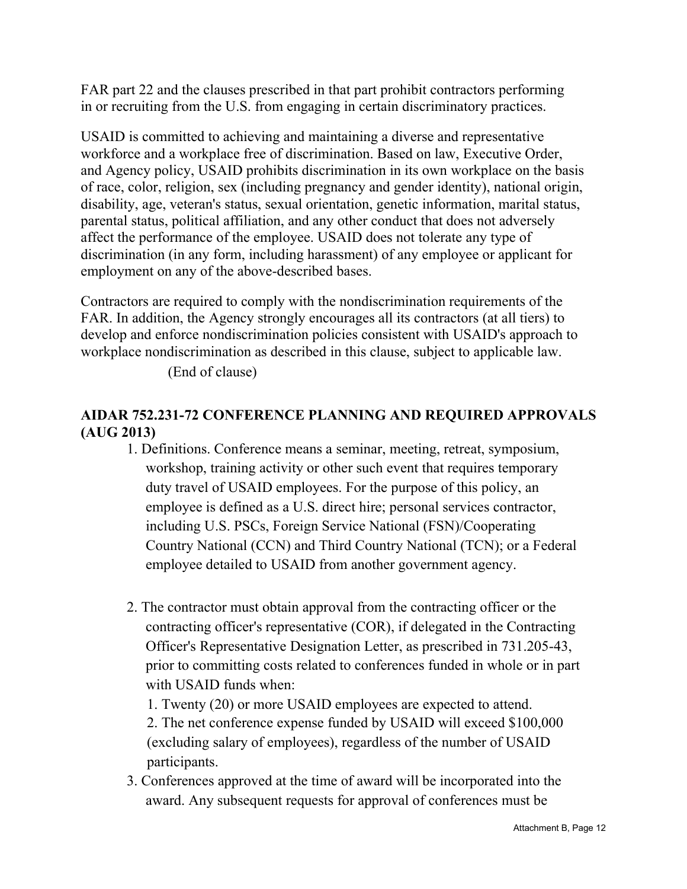FAR part 22 and the clauses prescribed in that part prohibit contractors performing in or recruiting from the U.S. from engaging in certain discriminatory practices.

USAID is committed to achieving and maintaining a diverse and representative workforce and a workplace free of discrimination. Based on law, Executive Order, and Agency policy, USAID prohibits discrimination in its own workplace on the basis of race, color, religion, sex (including pregnancy and gender identity), national origin, disability, age, veteran's status, sexual orientation, genetic information, marital status, parental status, political affiliation, and any other conduct that does not adversely affect the performance of the employee. USAID does not tolerate any type of discrimination (in any form, including harassment) of any employee or applicant for employment on any of the above-described bases.

Contractors are required to comply with the nondiscrimination requirements of the FAR. In addition, the Agency strongly encourages all its contractors (at all tiers) to develop and enforce nondiscrimination policies consistent with USAID's approach to workplace nondiscrimination as described in this clause, subject to applicable law.

(End of clause)

**AIDAR 752.231-72 CONFERENCE PLANNING AND REQUIRED APPROVALS (AUG 2013)**

1. Definitions. Conference means a seminar, meeting, retreat, symposium, workshop, training activity or other such event that requires temporary duty travel of USAID employees. For the purpose of this policy, an employee is defined as a U.S. direct hire; personal services contractor, including U.S. PSCs, Foreign Service National (FSN)/Cooperating Country National (CCN) and Third Country National (TCN); or a Federal employee detailed to USAID from another government agency.

2. The contractor must obtain approval from the contracting officer or the contracting officer's representative (COR), if delegated in the Contracting Officer's Representative Designation Letter, as prescribed in 731.205-43, prior to committing costs related to conferences funded in whole or in part with USAID funds when:
    1. Twenty (20) or more USAID employees are expected to attend.
    2. The net conference expense funded by USAID will exceed $100,000 (excluding salary of employees), regardless of the number of USAID participants.
3. Conferences approved at the time of award will be incorporated into the award. Any subsequent requests for approval of conferences must be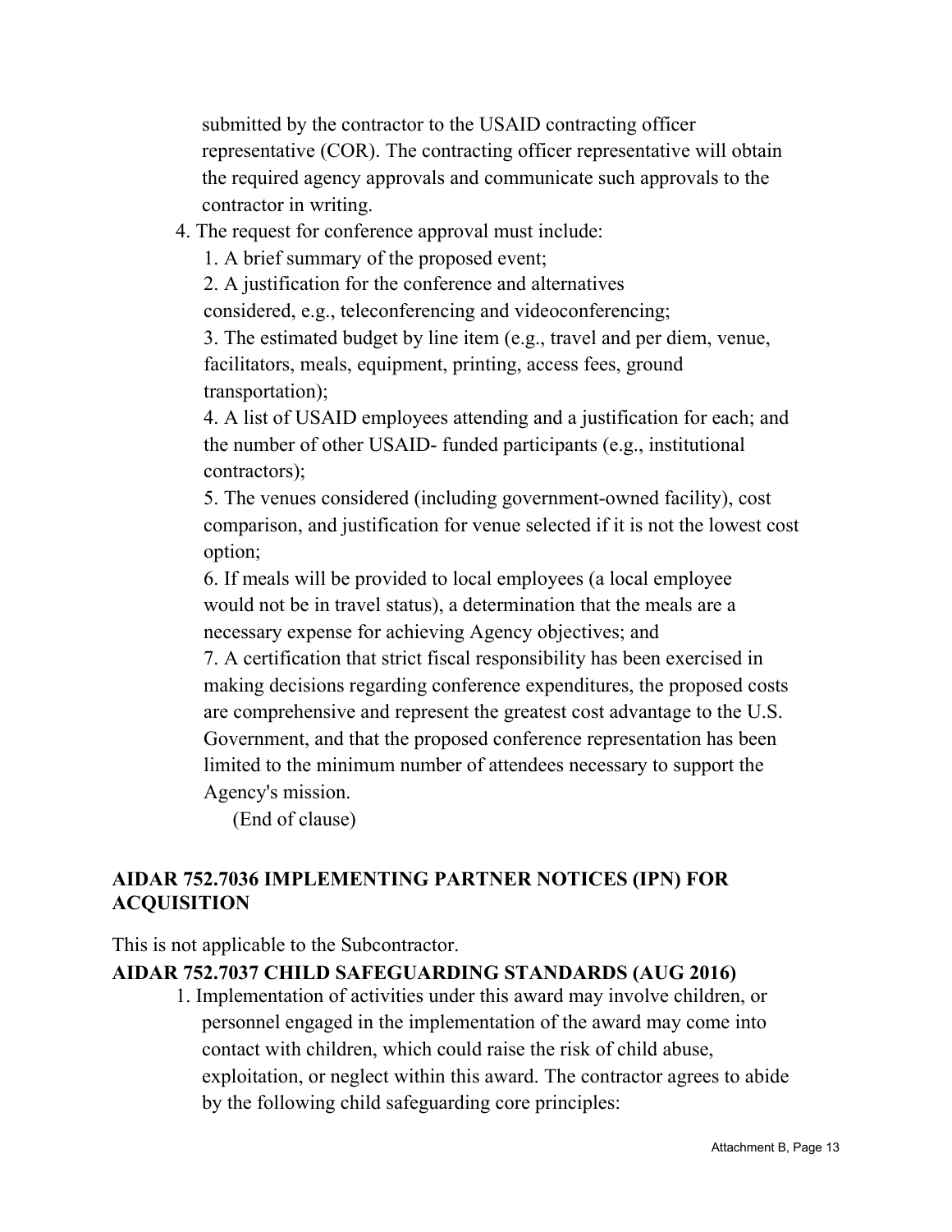submitted by the contractor to the USAID contracting officer representative (COR). The contracting officer representative will obtain the required agency approvals and communicate such approvals to the contractor in writing.

4. The request for conference approval must include:
   1. A brief summary of the proposed event;
   2. A justification for the conference and alternatives considered, e.g., teleconferencing and videoconferencing;
   3. The estimated budget by line item (e.g., travel and per diem, venue, facilitators, meals, equipment, printing, access fees, ground transportation);
   4. A list of USAID employees attending and a justification for each; and the number of other USAID- funded participants (e.g., institutional contractors);
   5. The venues considered (including government-owned facility), cost comparison, and justification for venue selected if it is not the lowest cost option;
   6. If meals will be provided to local employees (a local employee would not be in travel status), a determination that the meals are a necessary expense for achieving Agency objectives; and
   7. A certification that strict fiscal responsibility has been exercised in making decisions regarding conference expenditures, the proposed costs are comprehensive and represent the greatest cost advantage to the U.S. Government, and that the proposed conference representation has been limited to the minimum number of attendees necessary to support the Agency's mission.

   (End of clause)

**AIDAR 752.7036 IMPLEMENTING PARTNER NOTICES (IPN) FOR ACQUISITION**

This is not applicable to the Subcontractor.

**AIDAR 752.7037 CHILD SAFEGUARDING STANDARDS (AUG 2016)**

1. Implementation of activities under this award may involve children, or personnel engaged in the implementation of the award may come into contact with children, which could raise the risk of child abuse, exploitation, or neglect within this award. The contractor agrees to abide by the following child safeguarding core principles: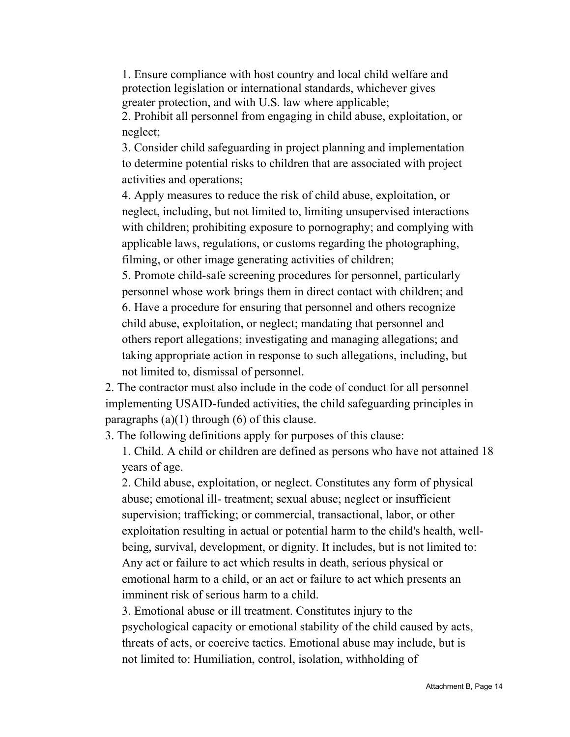1. Ensure compliance with host country and local child welfare and protection legislation or international standards, whichever gives greater protection, and with U.S. law where applicable;
   2. Prohibit all personnel from engaging in child abuse, exploitation, or neglect;
   3. Consider child safeguarding in project planning and implementation to determine potential risks to children that are associated with project activities and operations;
   4. Apply measures to reduce the risk of child abuse, exploitation, or neglect, including, but not limited to, limiting unsupervised interactions with children; prohibiting exposure to pornography; and complying with applicable laws, regulations, or customs regarding the photographing, filming, or other image generating activities of children;
   5. Promote child-safe screening procedures for personnel, particularly personnel whose work brings them in direct contact with children; and
   6. Have a procedure for ensuring that personnel and others recognize child abuse, exploitation, or neglect; mandating that personnel and others report allegations; investigating and managing allegations; and taking appropriate action in response to such allegations, including, but not limited to, dismissal of personnel.
2. The contractor must also include in the code of conduct for all personnel implementing USAID-funded activities, the child safeguarding principles in paragraphs (a)(1) through (6) of this clause.
3. The following definitions apply for purposes of this clause:
   1. Child. A child or children are defined as persons who have not attained 18 years of age.
   2. Child abuse, exploitation, or neglect. Constitutes any form of physical abuse; emotional ill- treatment; sexual abuse; neglect or insufficient supervision; trafficking; or commercial, transactional, labor, or other exploitation resulting in actual or potential harm to the child's health, well-being, survival, development, or dignity. It includes, but is not limited to: Any act or failure to act which results in death, serious physical or emotional harm to a child, or an act or failure to act which presents an imminent risk of serious harm to a child.
   3. Emotional abuse or ill treatment. Constitutes injury to the psychological capacity or emotional stability of the child caused by acts, threats of acts, or coercive tactics. Emotional abuse may include, but is not limited to: Humiliation, control, isolation, withholding of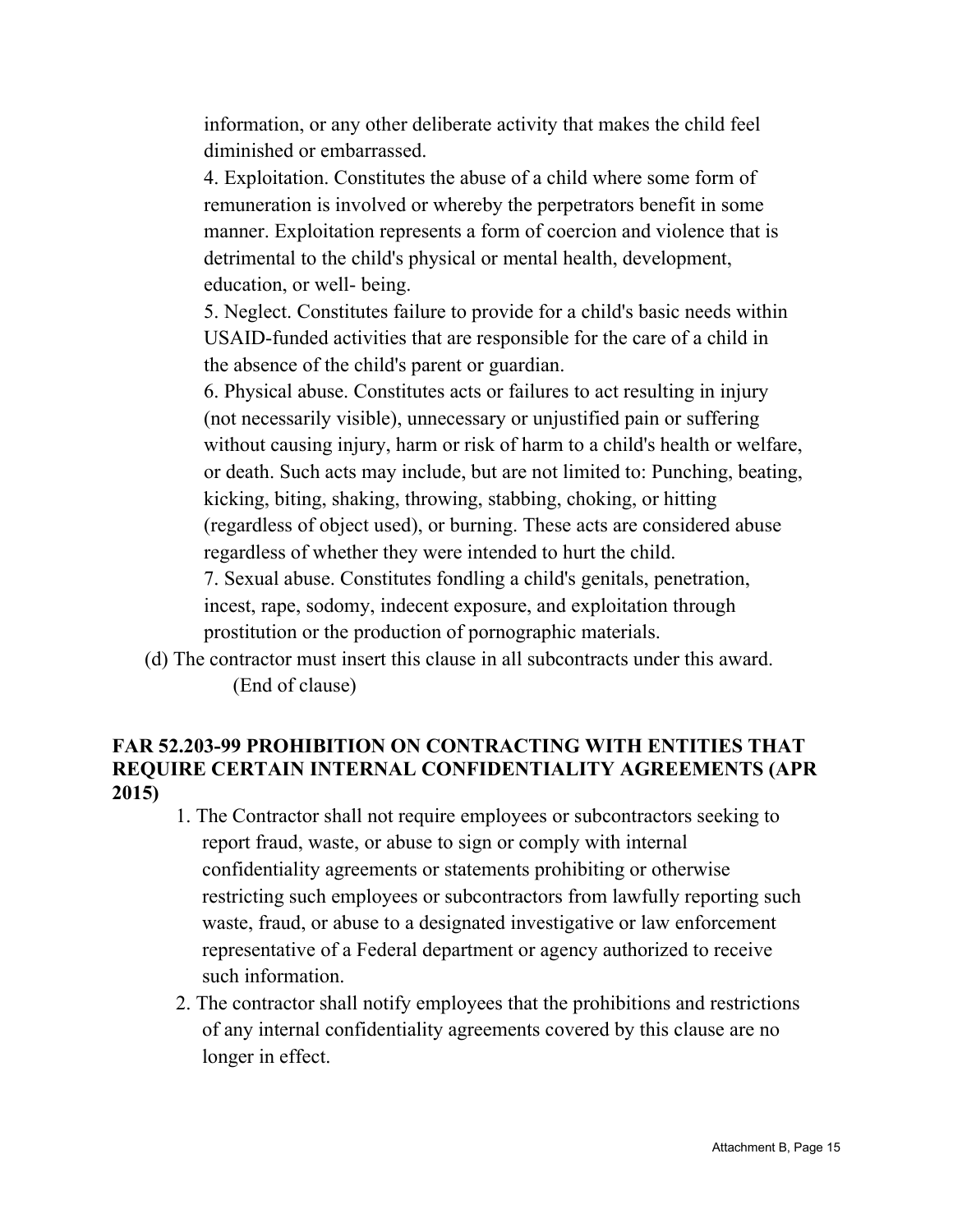information, or any other deliberate activity that makes the child feel diminished or embarrassed.

4. Exploitation. Constitutes the abuse of a child where some form of remuneration is involved or whereby the perpetrators benefit in some manner. Exploitation represents a form of coercion and violence that is detrimental to the child's physical or mental health, development, education, or well- being.

5. Neglect. Constitutes failure to provide for a child's basic needs within USAID-funded activities that are responsible for the care of a child in the absence of the child's parent or guardian.

6. Physical abuse. Constitutes acts or failures to act resulting in injury (not necessarily visible), unnecessary or unjustified pain or suffering without causing injury, harm or risk of harm to a child's health or welfare, or death. Such acts may include, but are not limited to: Punching, beating, kicking, biting, shaking, throwing, stabbing, choking, or hitting (regardless of object used), or burning. These acts are considered abuse regardless of whether they were intended to hurt the child.

7. Sexual abuse. Constitutes fondling a child's genitals, penetration, incest, rape, sodomy, indecent exposure, and exploitation through prostitution or the production of pornographic materials.

(d) The contractor must insert this clause in all subcontracts under this award.

(End of clause)

**FAR 52.203-99 PROHIBITION ON CONTRACTING WITH ENTITIES THAT REQUIRE CERTAIN INTERNAL CONFIDENTIALITY AGREEMENTS (APR 2015)**

1. The Contractor shall not require employees or subcontractors seeking to report fraud, waste, or abuse to sign or comply with internal confidentiality agreements or statements prohibiting or otherwise restricting such employees or subcontractors from lawfully reporting such waste, fraud, or abuse to a designated investigative or law enforcement representative of a Federal department or agency authorized to receive such information.
2. The contractor shall notify employees that the prohibitions and restrictions of any internal confidentiality agreements covered by this clause are no longer in effect.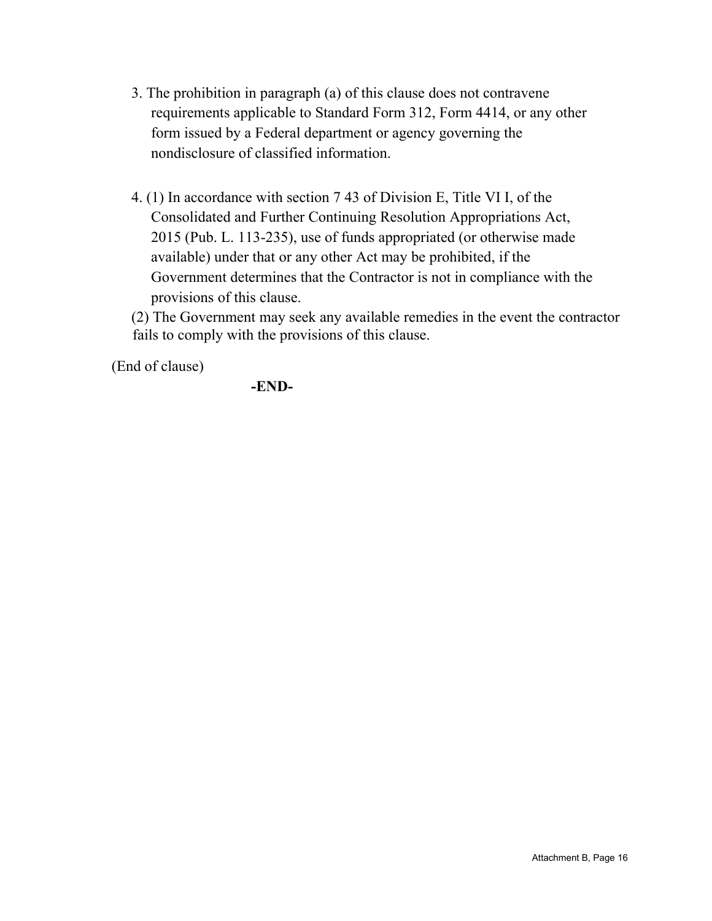3. The prohibition in paragraph (a) of this clause does not contravene requirements applicable to Standard Form 312, Form 4414, or any other form issued by a Federal department or agency governing the nondisclosure of classified information.

4. (1) In accordance with section 7 43 of Division E, Title VI I, of the Consolidated and Further Continuing Resolution Appropriations Act, 2015 (Pub. L. 113-235), use of funds appropriated (or otherwise made available) under that or any other Act may be prohibited, if the Government determines that the Contractor is not in compliance with the provisions of this clause.

(2) The Government may seek any available remedies in the event the contractor fails to comply with the provisions of this clause.

(End of clause)

**-END-**